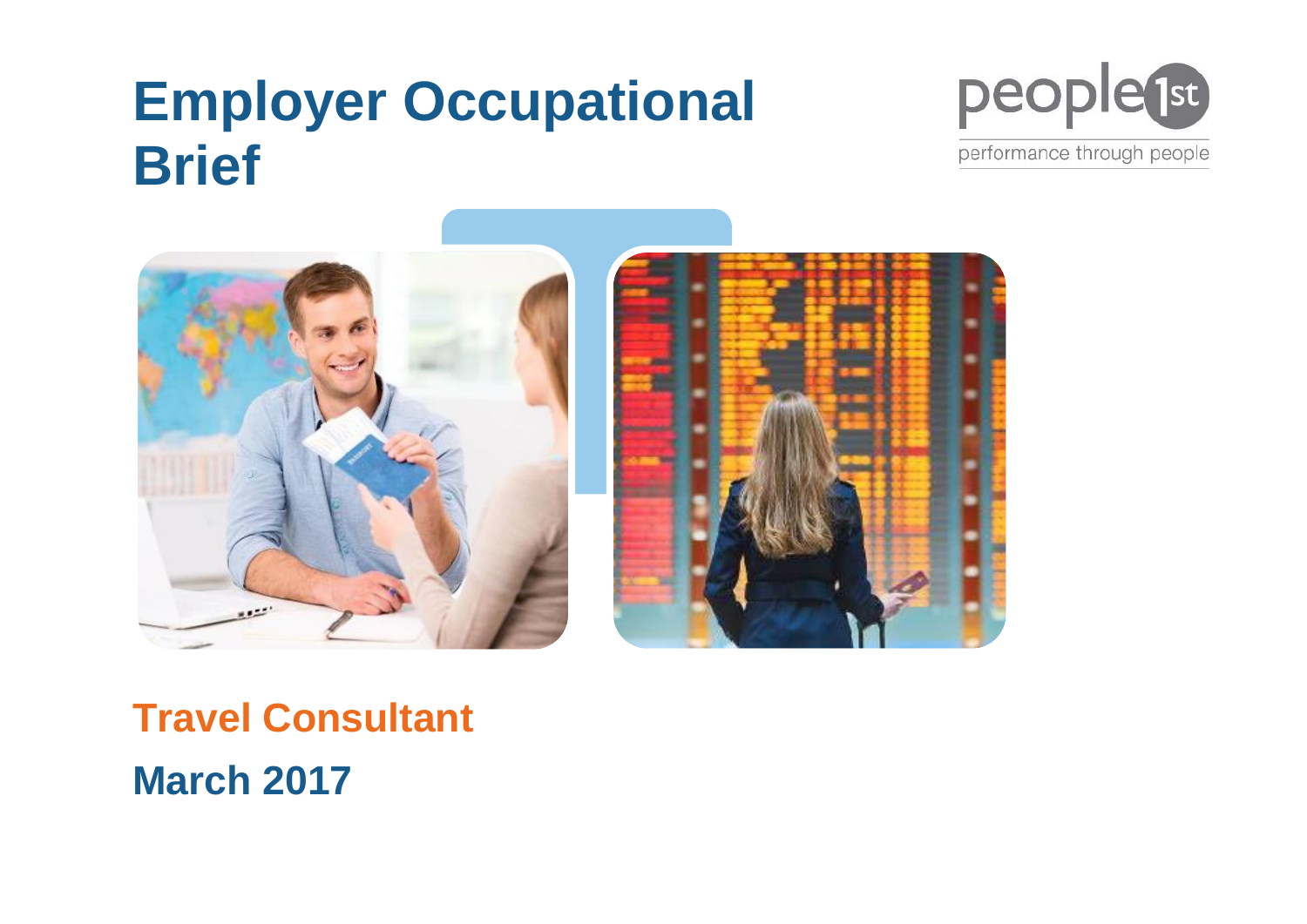# Employer Occupational Brief

people1st
performance through people

## Travel Consultant

## March 2017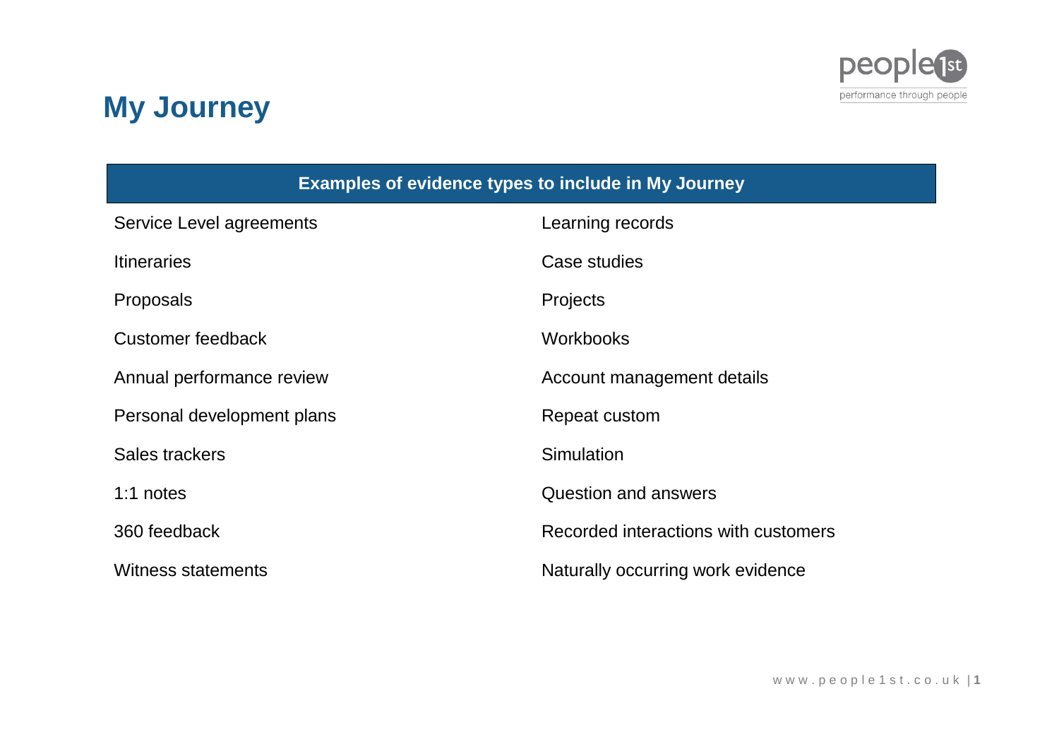# My Journey

| Examples of evidence types to include in My Journey | |
| --- | --- |
| Service Level agreements | Learning records |
| Itineraries | Case studies |
| Proposals | Projects |
| Customer feedback | Workbooks |
| Annual performance review | Account management details |
| Personal development plans | Repeat custom |
| Sales trackers | Simulation |
| 1:1 notes | Question and answers |
| 360 feedback | Recorded interactions with customers |
| Witness statements | Naturally occurring work evidence |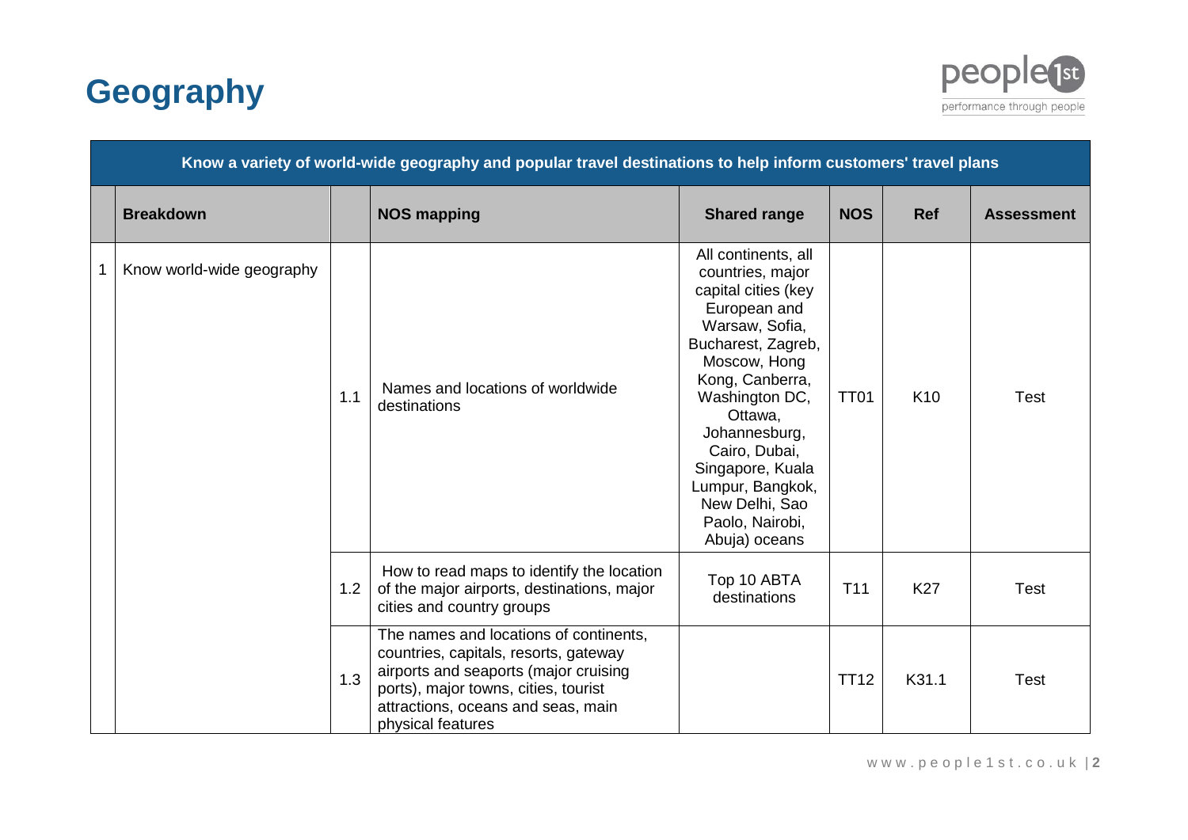# Geography

| Know a variety of world-wide geography and popular travel destinations to help inform customers' travel plans | | | | | | | |
|---|---|---|---|---|---|---|---|
| | **Breakdown** | | **NOS mapping** | **Shared range** | **NOS** | **Ref** | **Assessment** |
| 1 | Know world-wide geography | 1.1 | Names and locations of worldwide destinations | All continents, all countries, major capital cities (key European and Warsaw, Sofia, Bucharest, Zagreb, Moscow, Hong Kong, Canberra, Washington DC, Ottawa, Johannesburg, Cairo, Dubai, Singapore, Kuala Lumpur, Bangkok, New Delhi, Sao Paolo, Nairobi, Abuja) oceans | TT01 | K10 | Test |
| | | 1.2 | How to read maps to identify the location of the major airports, destinations, major cities and country groups | Top 10 ABTA destinations | T11 | K27 | Test |
| | | 1.3 | The names and locations of continents, countries, capitals, resorts, gateway airports and seaports (major cruising ports), major towns, cities, tourist attractions, oceans and seas, main physical features | | TT12 | K31.1 | Test |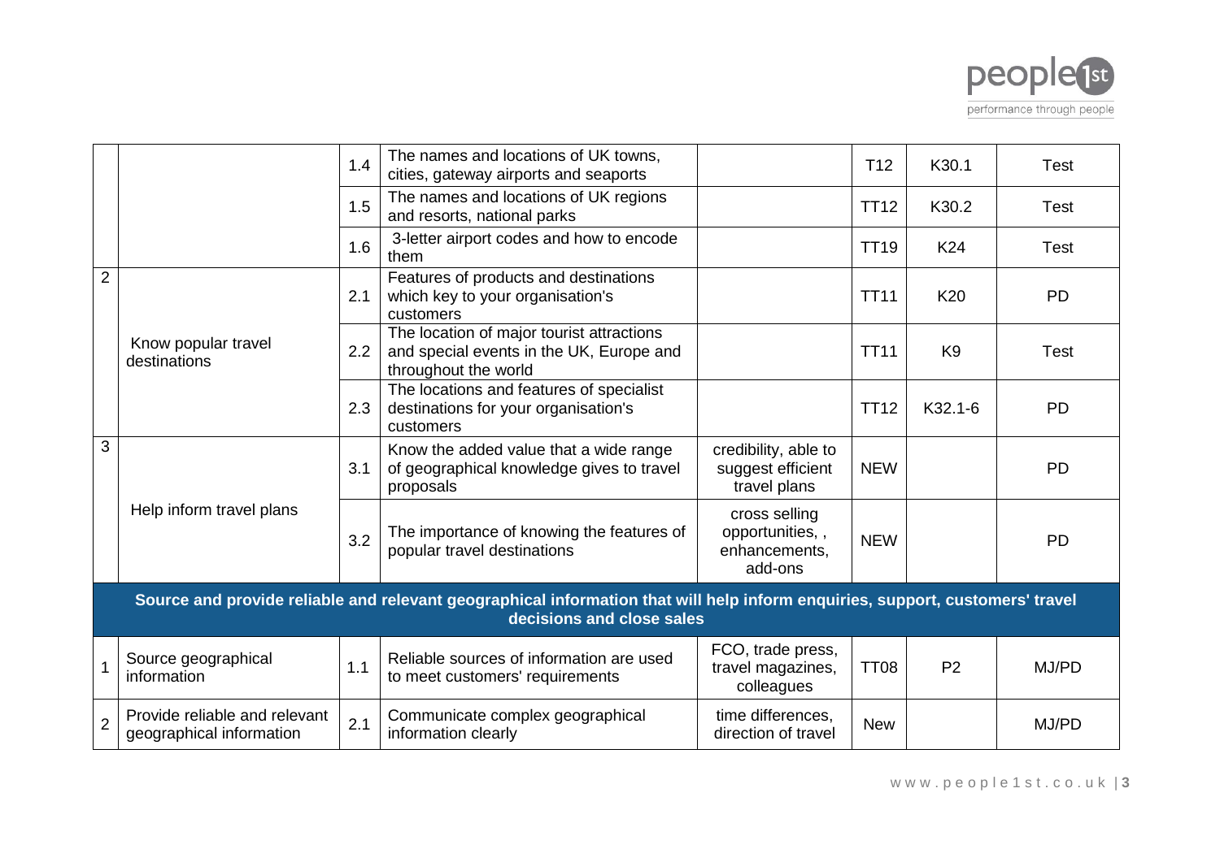| | | | | | | | |
|---|---|---|---|---|---|---|---|
| | | 1.4 | The names and locations of UK towns, cities, gateway airports and seaports | | T12 | K30.1 | Test |
| | | 1.5 | The names and locations of UK regions and resorts, national parks | | TT12 | K30.2 | Test |
| | | 1.6 | 3-letter airport codes and how to encode them | | TT19 | K24 | Test |
| 2 | Know popular travel destinations | 2.1 | Features of products and destinations which key to your organisation's customers | | TT11 | K20 | PD |
| | | 2.2 | The location of major tourist attractions and special events in the UK, Europe and throughout the world | | TT11 | K9 | Test |
| | | 2.3 | The locations and features of specialist destinations for your organisation's customers | | TT12 | K32.1-6 | PD |
| 3 | Help inform travel plans | 3.1 | Know the added value that a wide range of geographical knowledge gives to travel proposals | credibility, able to suggest efficient travel plans | NEW | | PD |
| | | 3.2 | The importance of knowing the features of popular travel destinations | cross selling opportunities, , enhancements, add-ons | NEW | | PD |
| **Source and provide reliable and relevant geographical information that will help inform enquiries, support, customers' travel decisions and close sales** | | | | | | | |
| 1 | Source geographical information | 1.1 | Reliable sources of information are used to meet customers' requirements | FCO, trade press, travel magazines, colleagues | TT08 | P2 | MJ/PD |
| 2 | Provide reliable and relevant geographical information | 2.1 | Communicate complex geographical information clearly | time differences, direction of travel | New | | MJ/PD |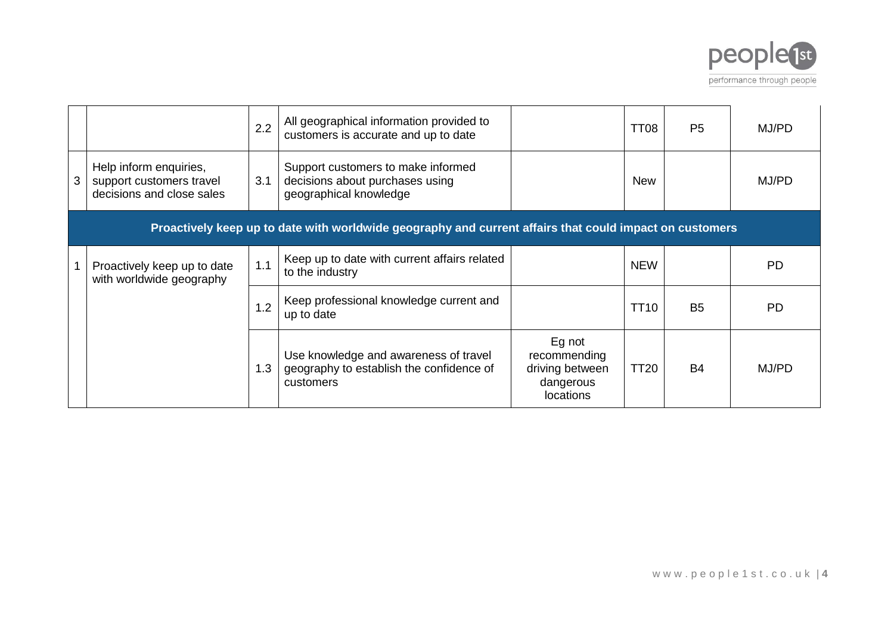| | | | | | | | |
|---|---|---|---|---|---|---|---|
| | | 2.2 | All geographical information provided to customers is accurate and up to date | | TT08 | P5 | MJ/PD |
| 3 | Help inform enquiries, support customers travel decisions and close sales | 3.1 | Support customers to make informed decisions about purchases using geographical knowledge | | New | | MJ/PD |
| **Proactively keep up to date with worldwide geography and current affairs that could impact on customers** | | | | | | | |
| 1 | Proactively keep up to date with worldwide geography | 1.1 | Keep up to date with current affairs related to the industry | | NEW | | PD |
| | | 1.2 | Keep professional knowledge current and up to date | | TT10 | B5 | PD |
| | | 1.3 | Use knowledge and awareness of travel geography to establish the confidence of customers | Eg not recommending driving between dangerous locations | TT20 | B4 | MJ/PD |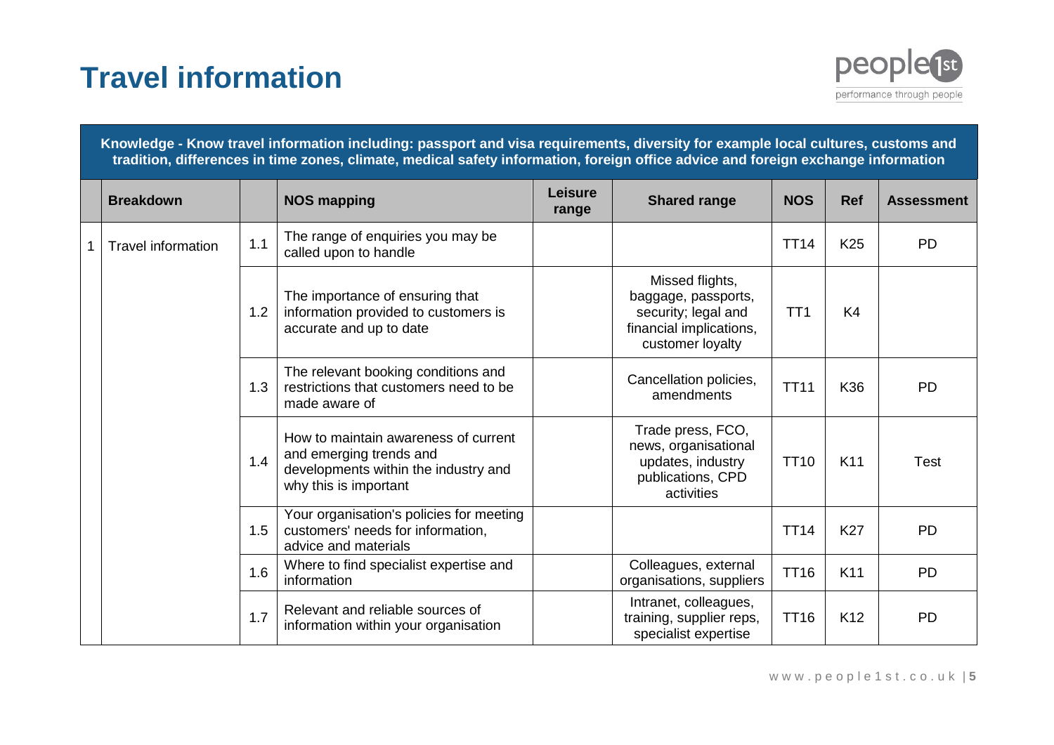# Travel information

| Knowledge - Know travel information including: passport and visa requirements, diversity for example local cultures, customs and tradition, differences in time zones, climate, medical safety information, foreign office advice and foreign exchange information | | | | | | | | |
|---|---|---|---|---|---|---|---|---|
| | **Breakdown** | | **NOS mapping** | **Leisure range** | **Shared range** | **NOS** | **Ref** | **Assessment** |
| 1 | Travel information | 1.1 | The range of enquiries you may be called upon to handle | | | TT14 | K25 | PD |
| | | 1.2 | The importance of ensuring that information provided to customers is accurate and up to date | | Missed flights, baggage, passports, security; legal and financial implications, customer loyalty | TT1 | K4 | |
| | | 1.3 | The relevant booking conditions and restrictions that customers need to be made aware of | | Cancellation policies, amendments | TT11 | K36 | PD |
| | | 1.4 | How to maintain awareness of current and emerging trends and developments within the industry and why this is important | | Trade press, FCO, news, organisational updates, industry publications, CPD activities | TT10 | K11 | Test |
| | | 1.5 | Your organisation's policies for meeting customers' needs for information, advice and materials | | | TT14 | K27 | PD |
| | | 1.6 | Where to find specialist expertise and information | | Colleagues, external organisations, suppliers | TT16 | K11 | PD |
| | | 1.7 | Relevant and reliable sources of information within your organisation | | Intranet, colleagues, training, supplier reps, specialist expertise | TT16 | K12 | PD |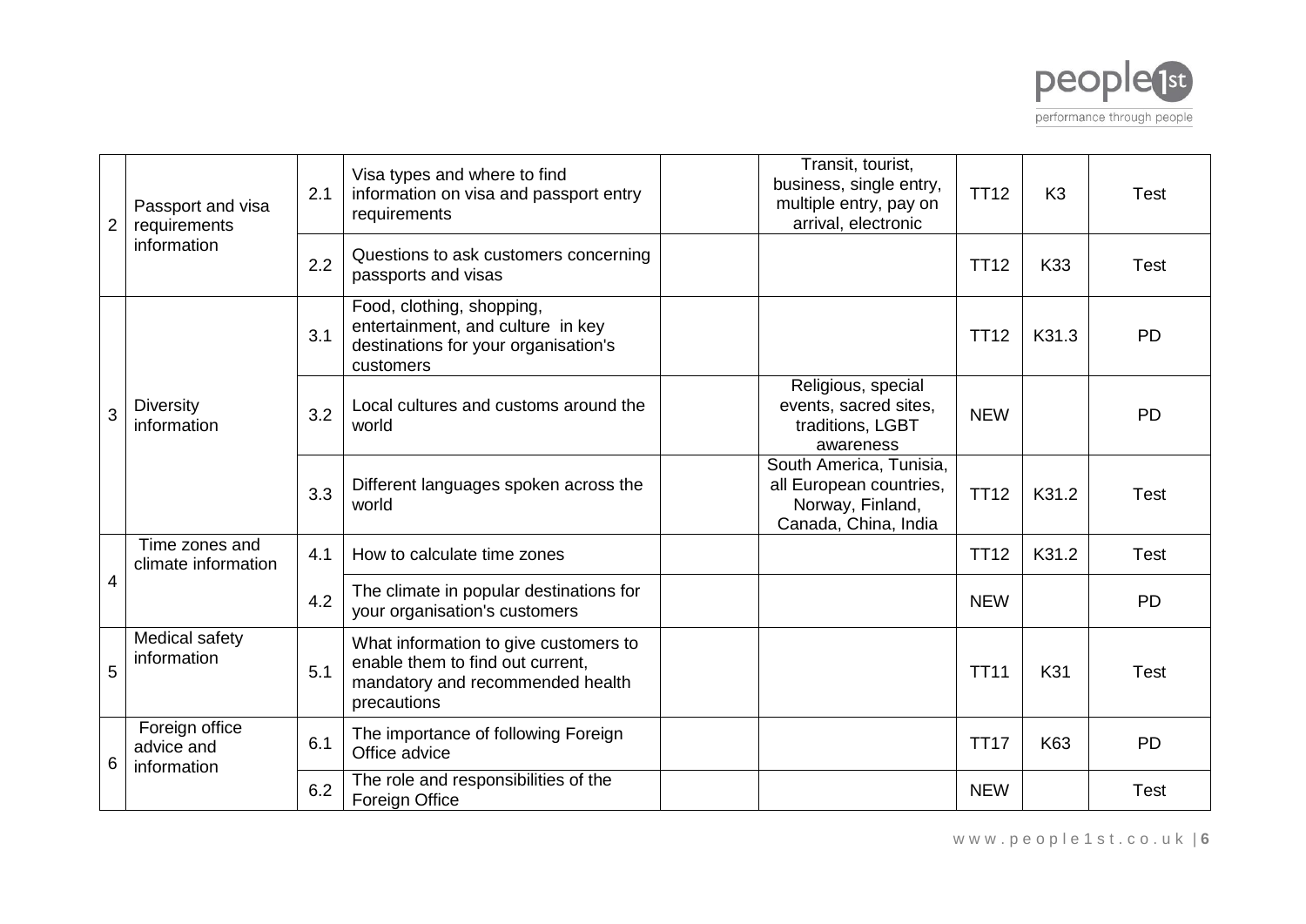| | | | | | | | | |
|---|---|---|---|---|---|---|---|---|
| 2 | Passport and visa requirements information | 2.1 | Visa types and where to find information on visa and passport entry requirements | | Transit, tourist, business, single entry, multiple entry, pay on arrival, electronic | TT12 | K3 | Test |
| | | 2.2 | Questions to ask customers concerning passports and visas | | | TT12 | K33 | Test |
| 3 | Diversity information | 3.1 | Food, clothing, shopping, entertainment, and culture in key destinations for your organisation's customers | | | TT12 | K31.3 | PD |
| | | 3.2 | Local cultures and customs around the world | | Religious, special events, sacred sites, traditions, LGBT awareness | NEW | | PD |
| | | 3.3 | Different languages spoken across the world | | South America, Tunisia, all European countries, Norway, Finland, Canada, China, India | TT12 | K31.2 | Test |
| 4 | Time zones and climate information | 4.1 | How to calculate time zones | | | TT12 | K31.2 | Test |
| | | 4.2 | The climate in popular destinations for your organisation's customers | | | NEW | | PD |
| 5 | Medical safety information | 5.1 | What information to give customers to enable them to find out current, mandatory and recommended health precautions | | | TT11 | K31 | Test |
| 6 | Foreign office advice and information | 6.1 | The importance of following Foreign Office advice | | | TT17 | K63 | PD |
| | | 6.2 | The role and responsibilities of the Foreign Office | | | NEW | | Test |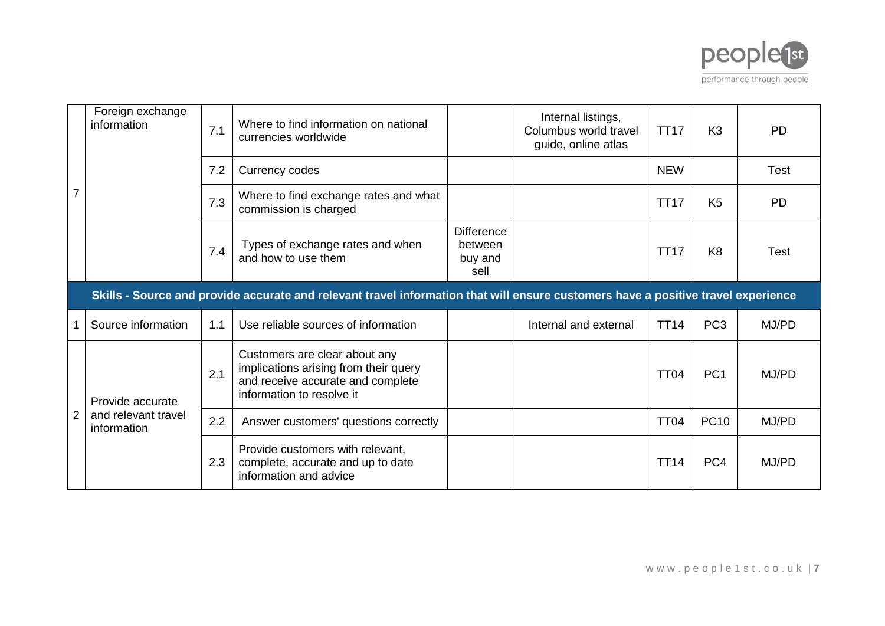| | | | | | | | | |
|---|---|---|---|---|---|---|---|---|
| 7 | Foreign exchange information | 7.1 | Where to find information on national currencies worldwide | | Internal listings, Columbus world travel guide, online atlas | TT17 | K3 | PD |
| | | 7.2 | Currency codes | | | NEW | | Test |
| | | 7.3 | Where to find exchange rates and what commission is charged | | | TT17 | K5 | PD |
| | | 7.4 | Types of exchange rates and when and how to use them | Difference between buy and sell | | TT17 | K8 | Test |
| **Skills - Source and provide accurate and relevant travel information that will ensure customers have a positive travel experience** | | | | | | | | |
| 1 | Source information | 1.1 | Use reliable sources of information | | Internal and external | TT14 | PC3 | MJ/PD |
| 2 | Provide accurate and relevant travel information | 2.1 | Customers are clear about any implications arising from their query and receive accurate and complete information to resolve it | | | TT04 | PC1 | MJ/PD |
| | | 2.2 | Answer customers' questions correctly | | | TT04 | PC10 | MJ/PD |
| | | 2.3 | Provide customers with relevant, complete, accurate and up to date information and advice | | | TT14 | PC4 | MJ/PD |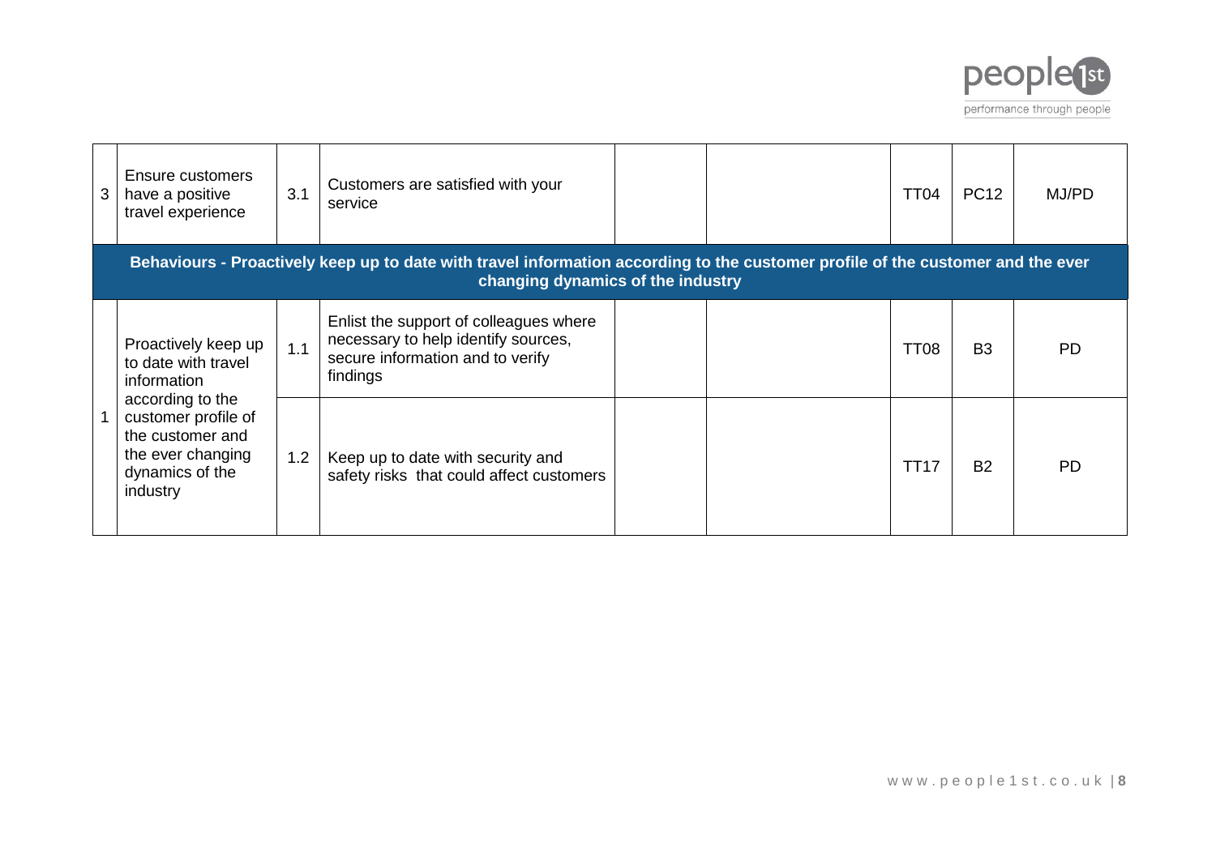| | | | | | | | | |
|---|---|---|---|---|---|---|---|---|
| 3 | Ensure customers have a positive travel experience | 3.1 | Customers are satisfied with your service | | | TT04 | PC12 | MJ/PD |
| **Behaviours - Proactively keep up to date with travel information according to the customer profile of the customer and the ever changing dynamics of the industry** | | | | | | | | |
| 1 | Proactively keep up to date with travel information according to the customer profile of the customer and the ever changing dynamics of the industry | 1.1 | Enlist the support of colleagues where necessary to help identify sources, secure information and to verify findings | | | TT08 | B3 | PD |
| | | 1.2 | Keep up to date with security and safety risks that could affect customers | | | TT17 | B2 | PD |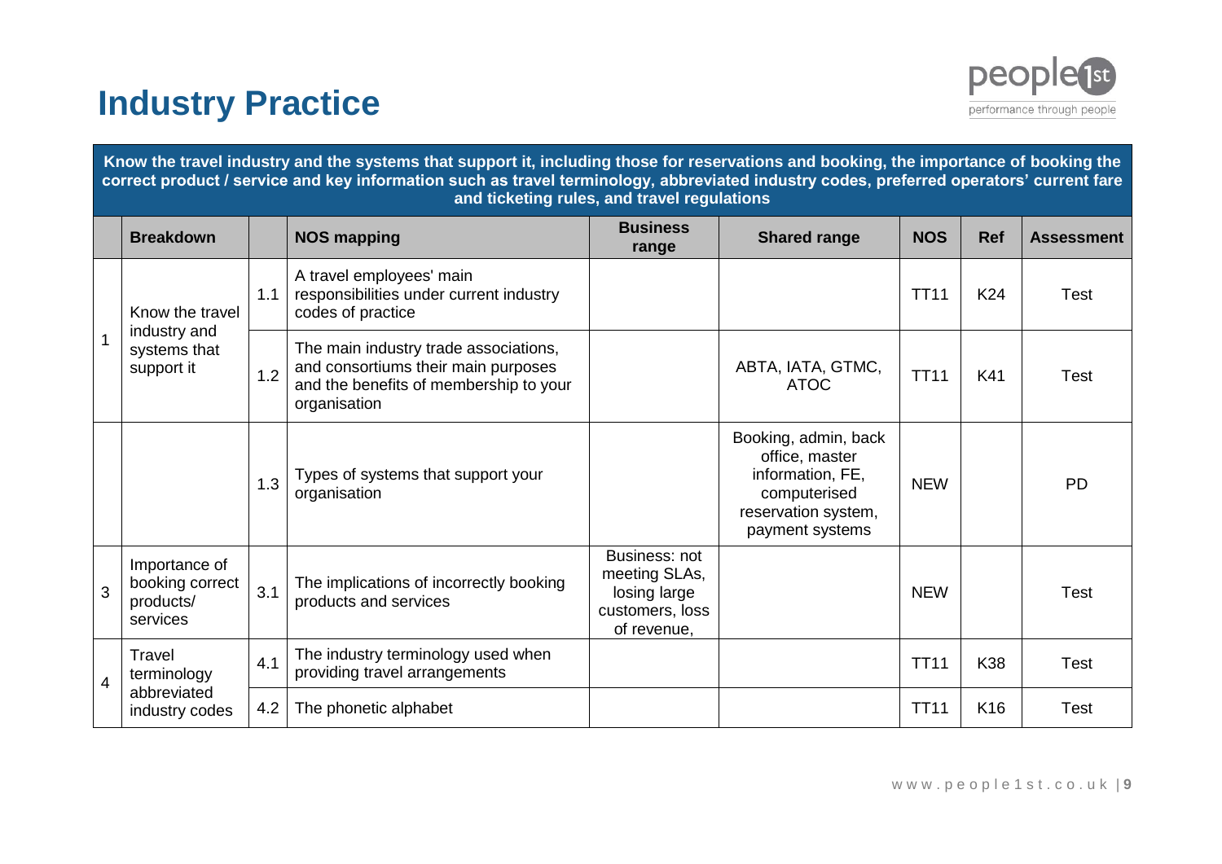# Industry Practice

| Know the travel industry and the systems that support it, including those for reservations and booking, the importance of booking the correct product / service and key information such as travel terminology, abbreviated industry codes, preferred operators' current fare and ticketing rules, and travel regulations | | | | | | | | |
|---|---|---|---|---|---|---|---|---|
| | **Breakdown** | | **NOS mapping** | **Business range** | **Shared range** | **NOS** | **Ref** | **Assessment** |
| 1 | Know the travel industry and systems that support it | 1.1 | A travel employees' main responsibilities under current industry codes of practice | | | TT11 | K24 | Test |
| | | 1.2 | The main industry trade associations, and consortiums their main purposes and the benefits of membership to your organisation | | ABTA, IATA, GTMC, ATOC | TT11 | K41 | Test |
| | | 1.3 | Types of systems that support your organisation | | Booking, admin, back office, master information, FE, computerised reservation system, payment systems | NEW | | PD |
| 3 | Importance of booking correct products/ services | 3.1 | The implications of incorrectly booking products and services | Business: not meeting SLAs, losing large customers, loss of revenue, | | NEW | | Test |
| 4 | Travel terminology abbreviated industry codes | 4.1 | The industry terminology used when providing travel arrangements | | | TT11 | K38 | Test |
| | | 4.2 | The phonetic alphabet | | | TT11 | K16 | Test |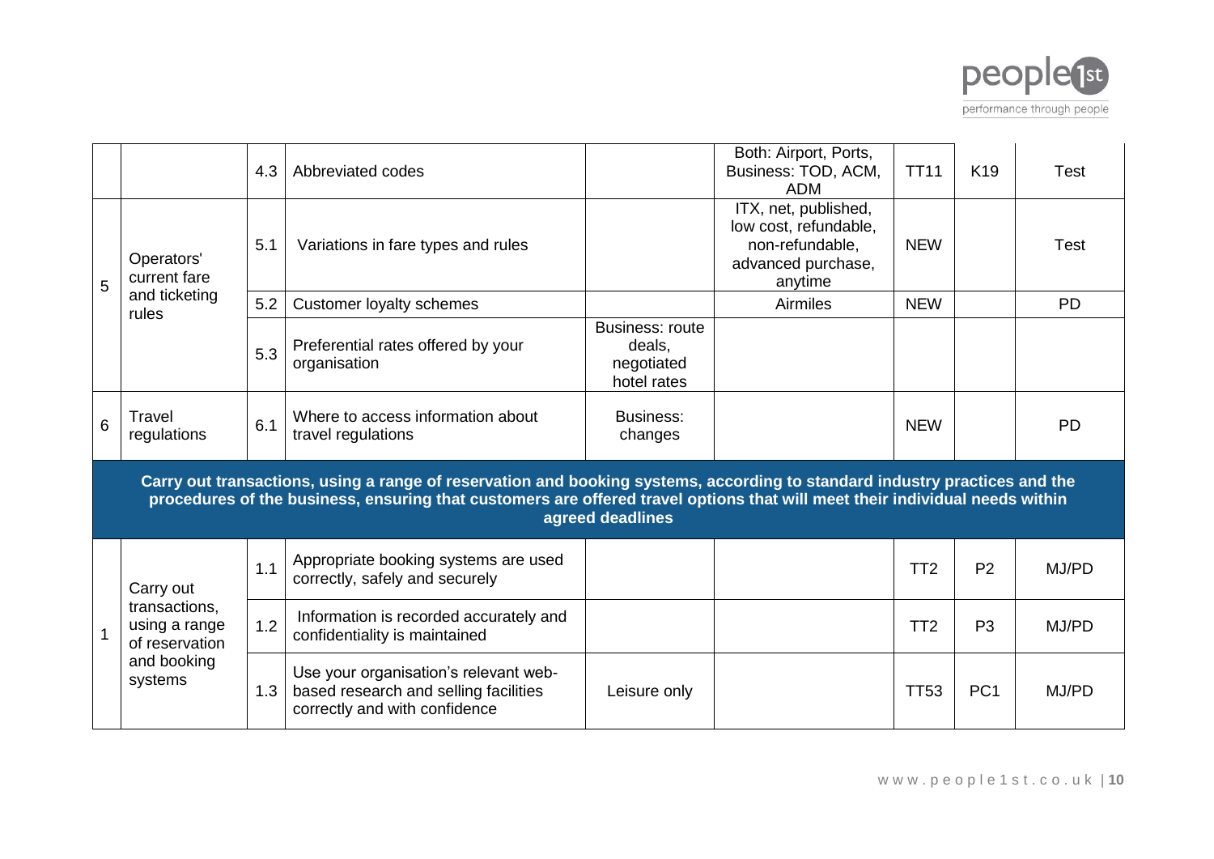| | | | | | | | | |
|---|---|---|---|---|---|---|---|---|
| | | 4.3 | Abbreviated codes | | Both: Airport, Ports, Business: TOD, ACM, ADM | TT11 | K19 | Test |
| 5 | Operators' current fare and ticketing rules | 5.1 | Variations in fare types and rules | | ITX, net, published, low cost, refundable, non-refundable, advanced purchase, anytime | NEW | | Test |
| | | 5.2 | Customer loyalty schemes | | Airmiles | NEW | | PD |
| | | 5.3 | Preferential rates offered by your organisation | Business: route deals, negotiated hotel rates | | | | |
| 6 | Travel regulations | 6.1 | Where to access information about travel regulations | Business: changes | | NEW | | PD |

**Carry out transactions, using a range of reservation and booking systems, according to standard industry practices and the procedures of the business, ensuring that customers are offered travel options that will meet their individual needs within agreed deadlines**

| | | | | | | | | |
|---|---|---|---|---|---|---|---|---|
| 1 | Carry out transactions, using a range of reservation and booking systems | 1.1 | Appropriate booking systems are used correctly, safely and securely | | | TT2 | P2 | MJ/PD |
| | | 1.2 | Information is recorded accurately and confidentiality is maintained | | | TT2 | P3 | MJ/PD |
| | | 1.3 | Use your organisation's relevant web-based research and selling facilities correctly and with confidence | Leisure only | | TT53 | PC1 | MJ/PD |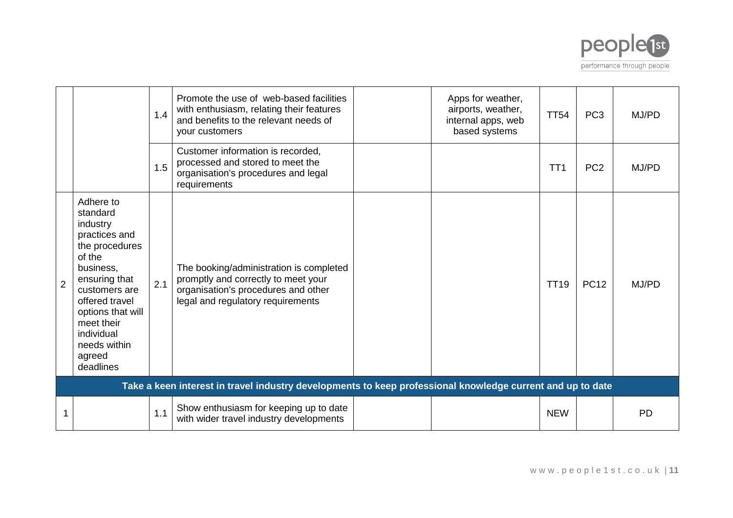| | | | | | | | | |
|---|---|---|---|---|---|---|---|---|
| | | 1.4 | Promote the use of web-based facilities with enthusiasm, relating their features and benefits to the relevant needs of your customers | | Apps for weather, airports, weather, internal apps, web based systems | TT54 | PC3 | MJ/PD |
| | | 1.5 | Customer information is recorded, processed and stored to meet the organisation's procedures and legal requirements | | | TT1 | PC2 | MJ/PD |
| 2 | Adhere to standard industry practices and the procedures of the business, ensuring that customers are offered travel options that will meet their individual needs within agreed deadlines | 2.1 | The booking/administration is completed promptly and correctly to meet your organisation's procedures and other legal and regulatory requirements | | | TT19 | PC12 | MJ/PD |
| **Take a keen interest in travel industry developments to keep professional knowledge current and up to date** | | | | | | | | |
| 1 | | 1.1 | Show enthusiasm for keeping up to date with wider travel industry developments | | | NEW | | PD |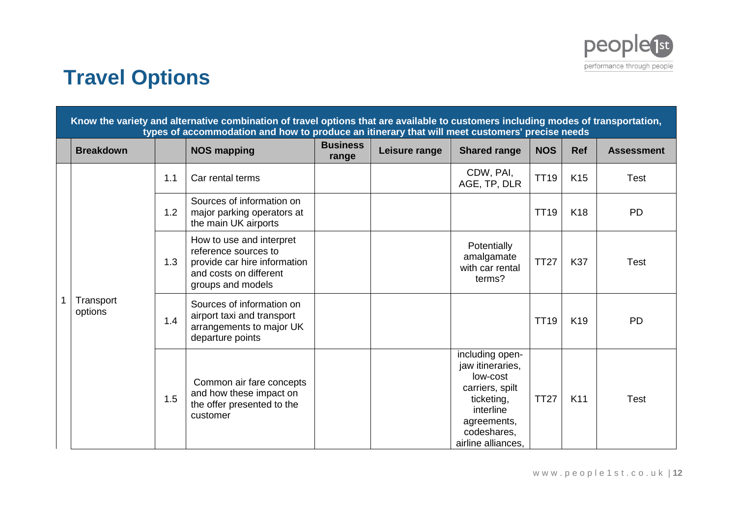# Travel Options

| Know the variety and alternative combination of travel options that are available to customers including modes of transportation, types of accommodation and how to produce an itinerary that will meet customers' precise needs | | | | | | | | | |
|---|---|---|---|---|---|---|---|---|---|
| | **Breakdown** | | **NOS mapping** | **Business range** | **Leisure range** | **Shared range** | **NOS** | **Ref** | **Assessment** |
| 1 | Transport options | 1.1 | Car rental terms | | | CDW, PAI, AGE, TP, DLR | TT19 | K15 | Test |
| | | 1.2 | Sources of information on major parking operators at the main UK airports | | | | TT19 | K18 | PD |
| | | 1.3 | How to use and interpret reference sources to provide car hire information and costs on different groups and models | | | Potentially amalgamate with car rental terms? | TT27 | K37 | Test |
| | | 1.4 | Sources of information on airport taxi and transport arrangements to major UK departure points | | | | TT19 | K19 | PD |
| | | 1.5 | Common air fare concepts and how these impact on the offer presented to the customer | | | including open-jaw itineraries, low-cost carriers, spilt ticketing, interline agreements, codeshares, airline alliances, | TT27 | K11 | Test |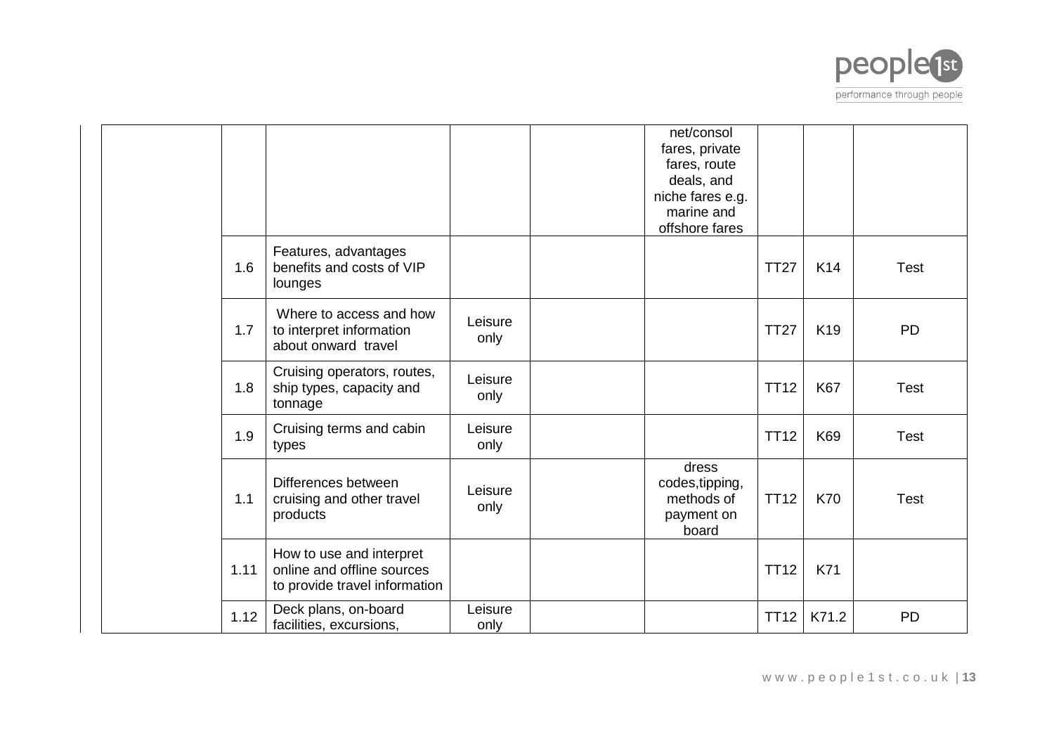| | | | | | | | | |
|---|---|---|---|---|---|---|---|---|
| | | | | | net/consol fares, private fares, route deals, and niche fares e.g. marine and offshore fares | | | |
| | 1.6 | Features, advantages benefits and costs of VIP lounges | | | | TT27 | K14 | Test |
| | 1.7 | Where to access and how to interpret information about onward travel | Leisure only | | | TT27 | K19 | PD |
| | 1.8 | Cruising operators, routes, ship types, capacity and tonnage | Leisure only | | | TT12 | K67 | Test |
| | 1.9 | Cruising terms and cabin types | Leisure only | | | TT12 | K69 | Test |
| | 1.1 | Differences between cruising and other travel products | Leisure only | | dress codes,tipping, methods of payment on board | TT12 | K70 | Test |
| | 1.11 | How to use and interpret online and offline sources to provide travel information | | | | TT12 | K71 | |
| | 1.12 | Deck plans, on-board facilities, excursions, | Leisure only | | | TT12 | K71.2 | PD |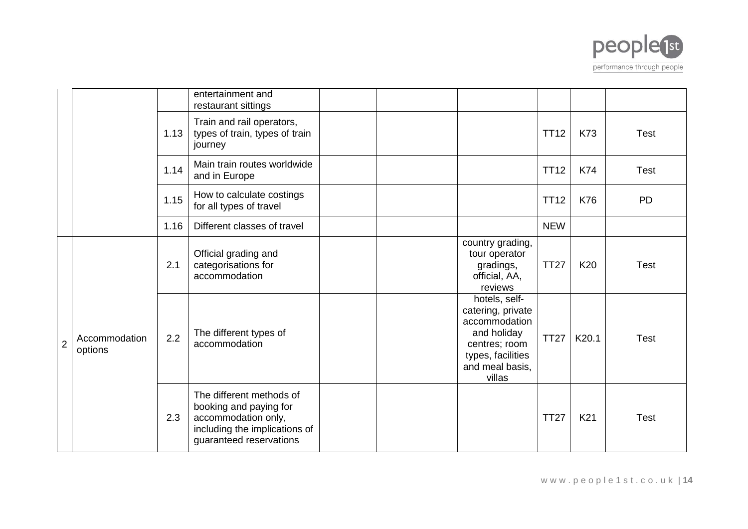| | | | | | | | | | |
|---|---|---|---|---|---|---|---|---|---|
| | | | entertainment and restaurant sittings | | | | | | |
| | | 1.13 | Train and rail operators, types of train, types of train journey | | | | TT12 | K73 | Test |
| | | 1.14 | Main train routes worldwide and in Europe | | | | TT12 | K74 | Test |
| | | 1.15 | How to calculate costings for all types of travel | | | | TT12 | K76 | PD |
| | | 1.16 | Different classes of travel | | | | NEW | | |
| 2 | Accommodation options | 2.1 | Official grading and categorisations for accommodation | | | country grading, tour operator gradings, official, AA, reviews | TT27 | K20 | Test |
| | | 2.2 | The different types of accommodation | | | hotels, self-catering, private accommodation and holiday centres; room types, facilities and meal basis, villas | TT27 | K20.1 | Test |
| | | 2.3 | The different methods of booking and paying for accommodation only, including the implications of guaranteed reservations | | | | TT27 | K21 | Test |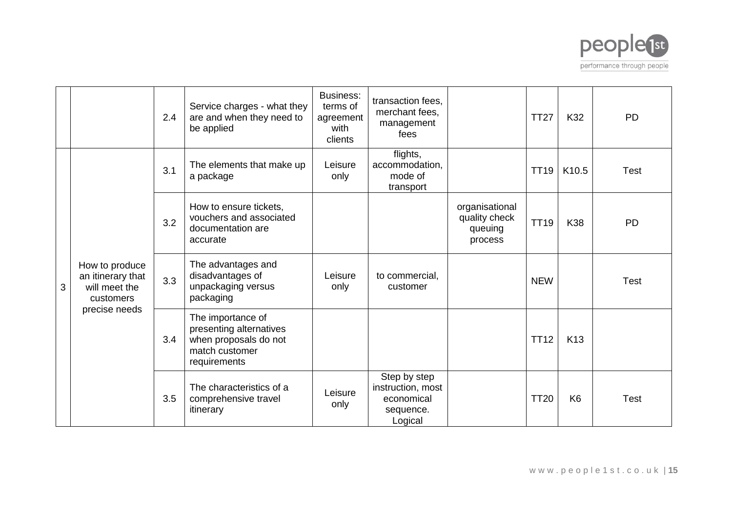| | | | | | | | | | |
|---|---|---|---|---|---|---|---|---|---|
| | | 2.4 | Service charges - what they are and when they need to be applied | Business: terms of agreement with clients | transaction fees, merchant fees, management fees | | TT27 | K32 | PD |
| 3 | How to produce an itinerary that will meet the customers precise needs | 3.1 | The elements that make up a package | Leisure only | flights, accommodation, mode of transport | | TT19 | K10.5 | Test |
| | | 3.2 | How to ensure tickets, vouchers and associated documentation are accurate | | | organisational quality check queuing process | TT19 | K38 | PD |
| | | 3.3 | The advantages and disadvantages of unpackaging versus packaging | Leisure only | to commercial, customer | | NEW | | Test |
| | | 3.4 | The importance of presenting alternatives when proposals do not match customer requirements | | | | TT12 | K13 | |
| | | 3.5 | The characteristics of a comprehensive travel itinerary | Leisure only | Step by step instruction, most economical sequence. Logical | | TT20 | K6 | Test |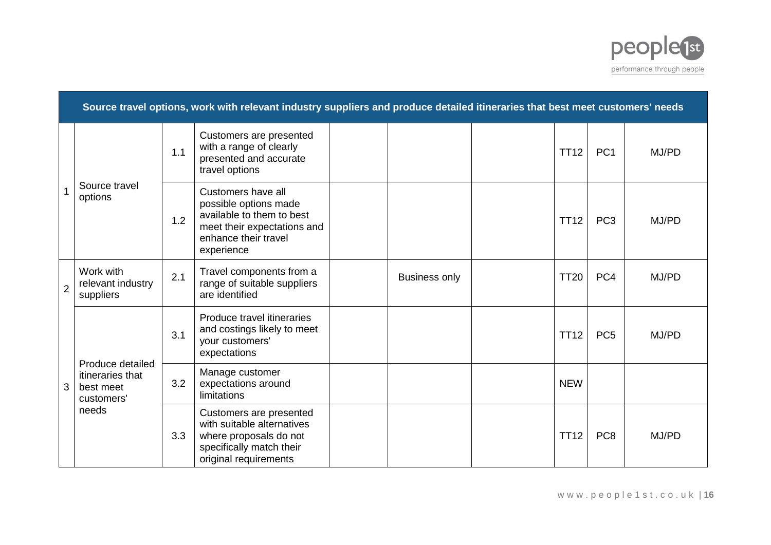| Source travel options, work with relevant industry suppliers and produce detailed itineraries that best meet customers' needs | | | | | | | | | |
|---|---|---|---|---|---|---|---|---|---|
| 1 | Source travel options | 1.1 | Customers are presented with a range of clearly presented and accurate travel options | | | | TT12 | PC1 | MJ/PD |
| | | 1.2 | Customers have all possible options made available to them to best meet their expectations and enhance their travel experience | | | | TT12 | PC3 | MJ/PD |
| 2 | Work with relevant industry suppliers | 2.1 | Travel components from a range of suitable suppliers are identified | | Business only | | TT20 | PC4 | MJ/PD |
| 3 | Produce detailed itineraries that best meet customers' needs | 3.1 | Produce travel itineraries and costings likely to meet your customers' expectations | | | | TT12 | PC5 | MJ/PD |
| | | 3.2 | Manage customer expectations around limitations | | | | NEW | | |
| | | 3.3 | Customers are presented with suitable alternatives where proposals do not specifically match their original requirements | | | | TT12 | PC8 | MJ/PD |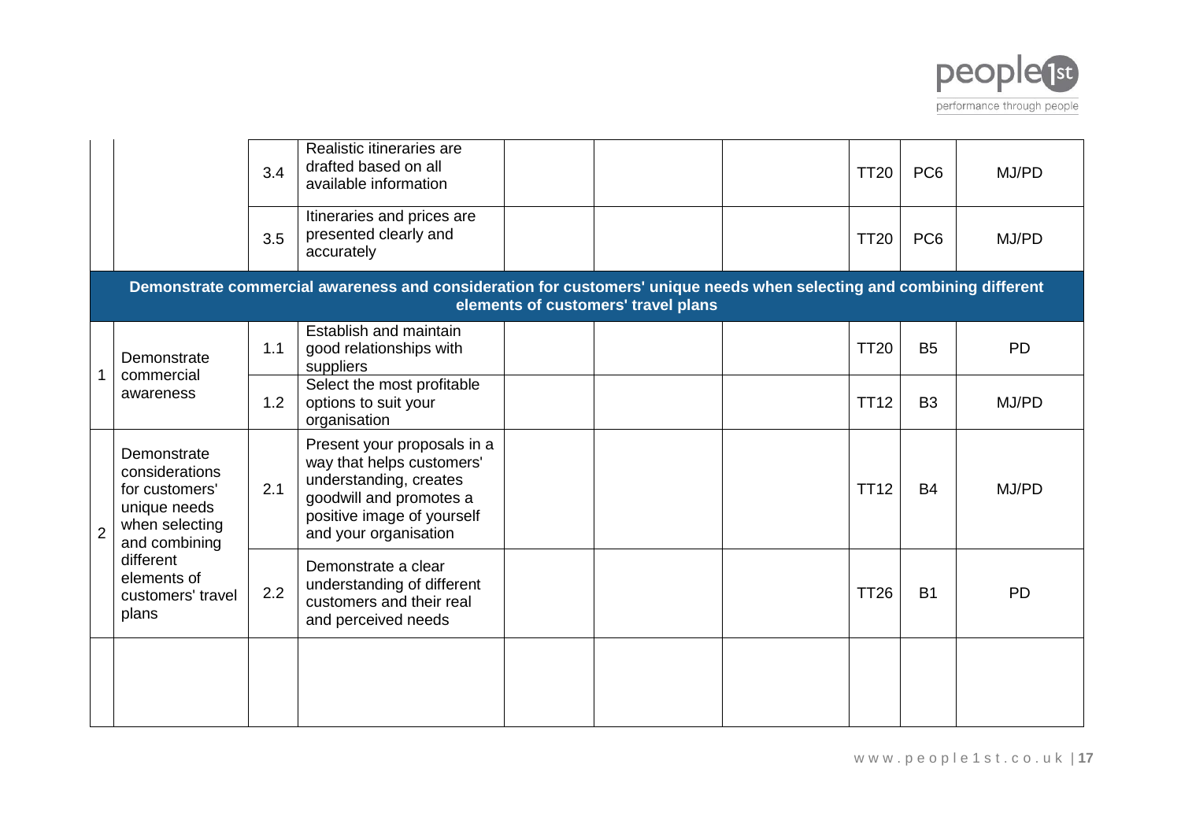| | | | | | | | | | |
|---|---|---|---|---|---|---|---|---|---|
| | | 3.4 | Realistic itineraries are drafted based on all available information | | | | TT20 | PC6 | MJ/PD |
| | | 3.5 | Itineraries and prices are presented clearly and accurately | | | | TT20 | PC6 | MJ/PD |
| **Demonstrate commercial awareness and consideration for customers' unique needs when selecting and combining different elements of customers' travel plans** | | | | | | | | | |
| 1 | Demonstrate commercial awareness | 1.1 | Establish and maintain good relationships with suppliers | | | | TT20 | B5 | PD |
| | | 1.2 | Select the most profitable options to suit your organisation | | | | TT12 | B3 | MJ/PD |
| 2 | Demonstrate considerations for customers' unique needs when selecting and combining different elements of customers' travel plans | 2.1 | Present your proposals in a way that helps customers' understanding, creates goodwill and promotes a positive image of yourself and your organisation | | | | TT12 | B4 | MJ/PD |
| | | 2.2 | Demonstrate a clear understanding of different customers and their real and perceived needs | | | | TT26 | B1 | PD |
| | | | | | | | | | |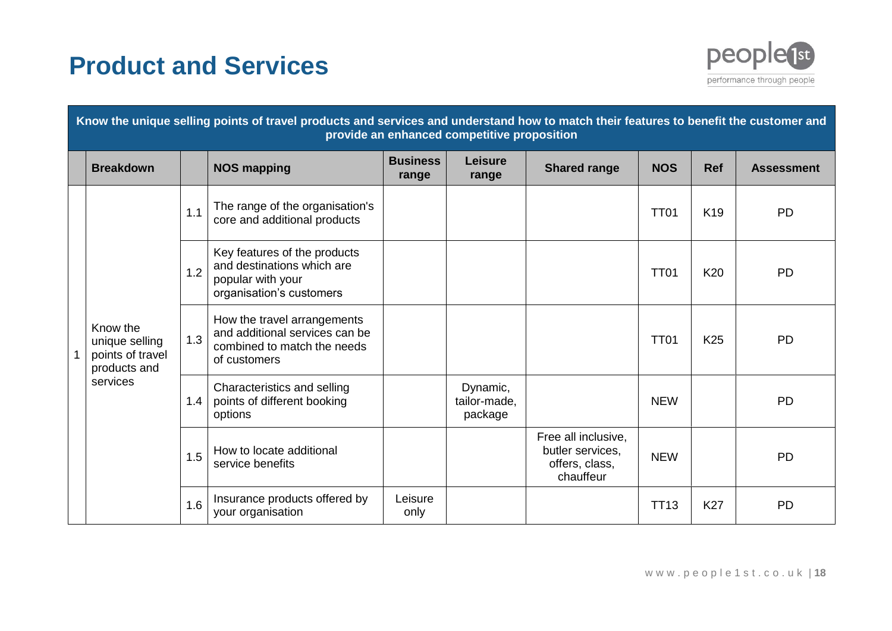# Product and Services

| Know the unique selling points of travel products and services and understand how to match their features to benefit the customer and provide an enhanced competitive proposition | | | | | | | | | |
|---|---|---|---|---|---|---|---|---|---|
| | **Breakdown** | | **NOS mapping** | **Business range** | **Leisure range** | **Shared range** | **NOS** | **Ref** | **Assessment** |
| 1 | Know the unique selling points of travel products and services | 1.1 | The range of the organisation's core and additional products | | | | TT01 | K19 | PD |
| | | 1.2 | Key features of the products and destinations which are popular with your organisation's customers | | | | TT01 | K20 | PD |
| | | 1.3 | How the travel arrangements and additional services can be combined to match the needs of customers | | | | TT01 | K25 | PD |
| | | 1.4 | Characteristics and selling points of different booking options | | Dynamic, tailor-made, package | | NEW | | PD |
| | | 1.5 | How to locate additional service benefits | | | Free all inclusive, butler services, offers, class, chauffeur | NEW | | PD |
| | | 1.6 | Insurance products offered by your organisation | Leisure only | | | TT13 | K27 | PD |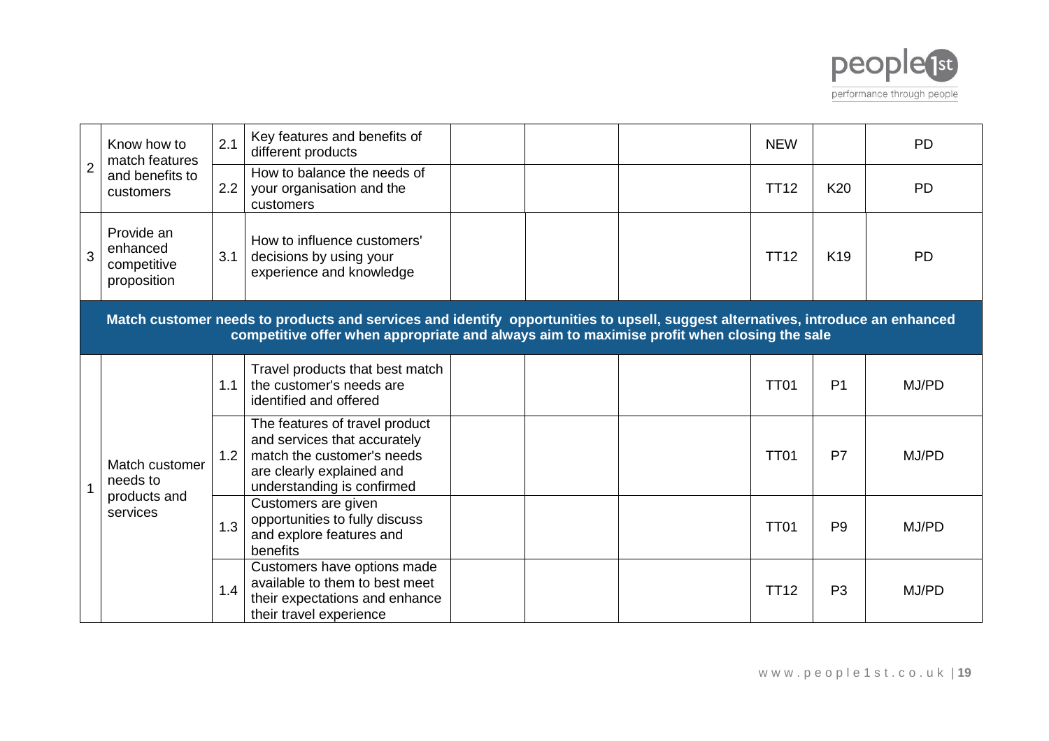| | | | | | | | | | |
|---|---|---|---|---|---|---|---|---|---|
| 2 | Know how to match features and benefits to customers | 2.1 | Key features and benefits of different products | | | | NEW | | PD |
| | | 2.2 | How to balance the needs of your organisation and the customers | | | | TT12 | K20 | PD |
| 3 | Provide an enhanced competitive proposition | 3.1 | How to influence customers' decisions by using your experience and knowledge | | | | TT12 | K19 | PD |
| **Match customer needs to products and services and identify opportunities to upsell, suggest alternatives, introduce an enhanced competitive offer when appropriate and always aim to maximise profit when closing the sale** | | | | | | | | | |
| 1 | Match customer needs to products and services | 1.1 | Travel products that best match the customer's needs are identified and offered | | | | TT01 | P1 | MJ/PD |
| | | 1.2 | The features of travel product and services that accurately match the customer's needs are clearly explained and understanding is confirmed | | | | TT01 | P7 | MJ/PD |
| | | 1.3 | Customers are given opportunities to fully discuss and explore features and benefits | | | | TT01 | P9 | MJ/PD |
| | | 1.4 | Customers have options made available to them to best meet their expectations and enhance their travel experience | | | | TT12 | P3 | MJ/PD |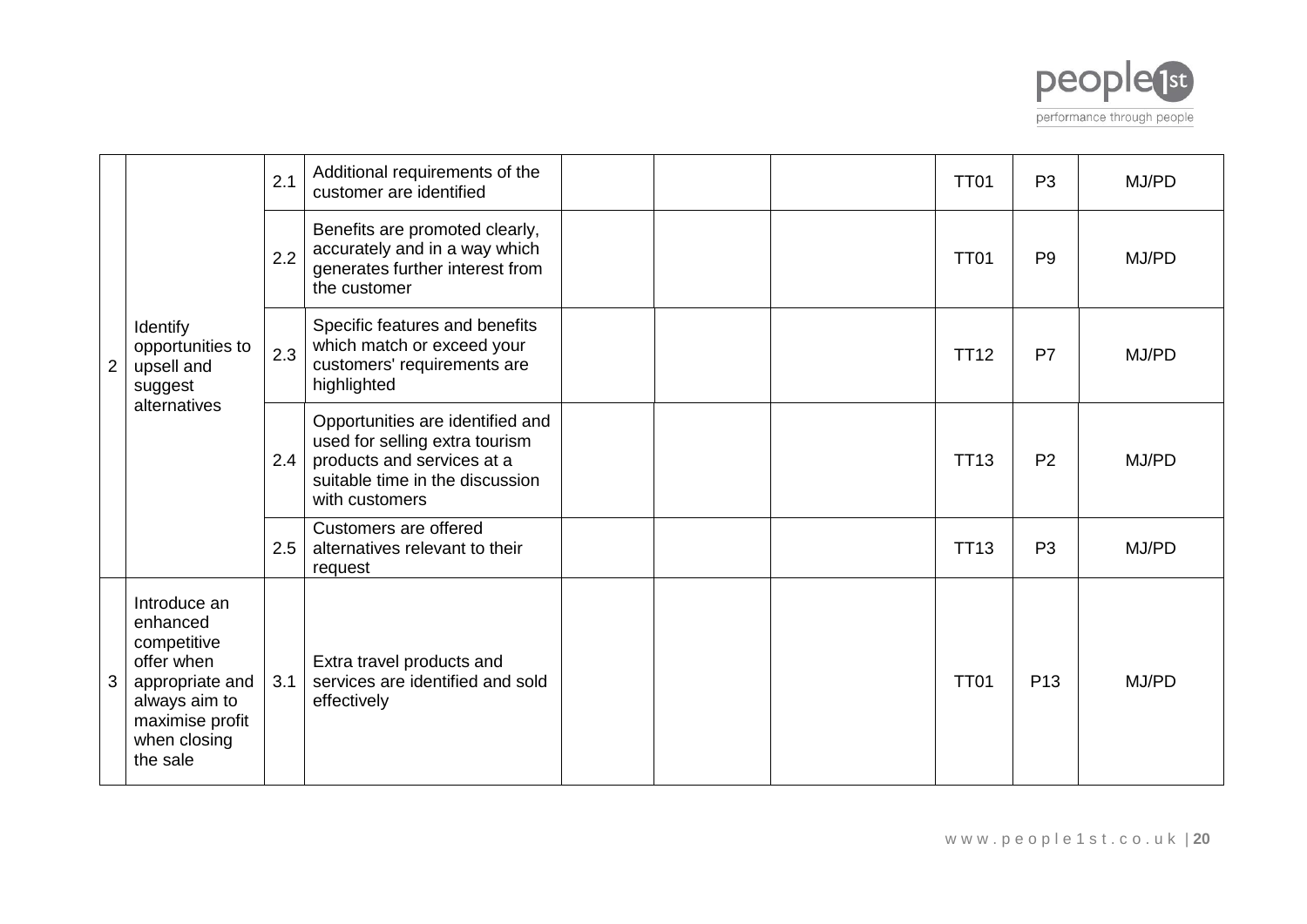| | | | | | | | | | |
|---|---|---|---|---|---|---|---|---|---|
| 2 | Identify opportunities to upsell and suggest alternatives | 2.1 | Additional requirements of the customer are identified | | | | TT01 | P3 | MJ/PD |
| | | 2.2 | Benefits are promoted clearly, accurately and in a way which generates further interest from the customer | | | | TT01 | P9 | MJ/PD |
| | | 2.3 | Specific features and benefits which match or exceed your customers' requirements are highlighted | | | | TT12 | P7 | MJ/PD |
| | | 2.4 | Opportunities are identified and used for selling extra tourism products and services at a suitable time in the discussion with customers | | | | TT13 | P2 | MJ/PD |
| | | 2.5 | Customers are offered alternatives relevant to their request | | | | TT13 | P3 | MJ/PD |
| 3 | Introduce an enhanced competitive offer when appropriate and always aim to maximise profit when closing the sale | 3.1 | Extra travel products and services are identified and sold effectively | | | | TT01 | P13 | MJ/PD |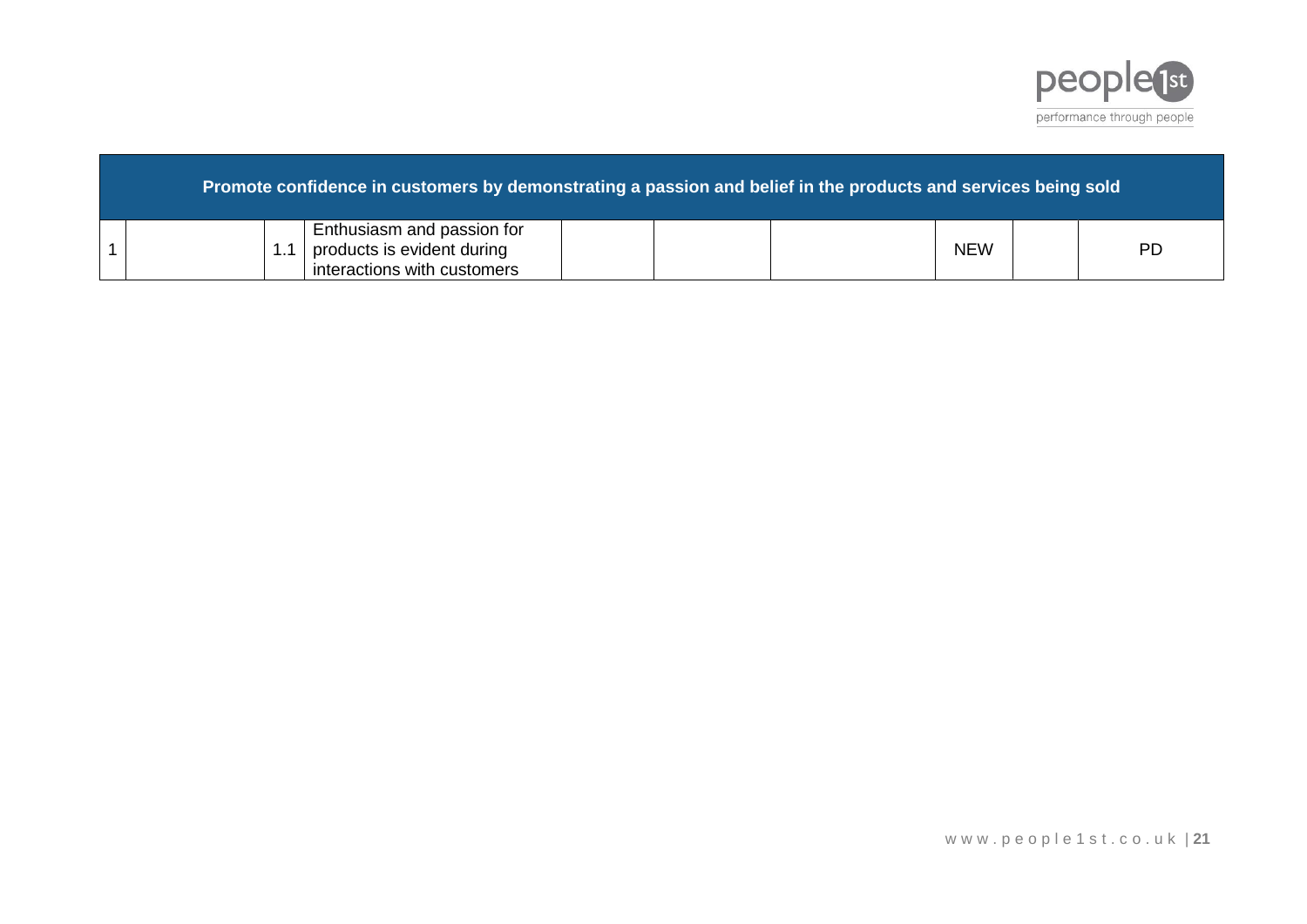| Promote confidence in customers by demonstrating a passion and belief in the products and services being sold | | | | | | | | | |
|---|---|---|---|---|---|---|---|---|---|
| 1 | | 1.1 | Enthusiasm and passion for products is evident during interactions with customers | | | | NEW | | PD |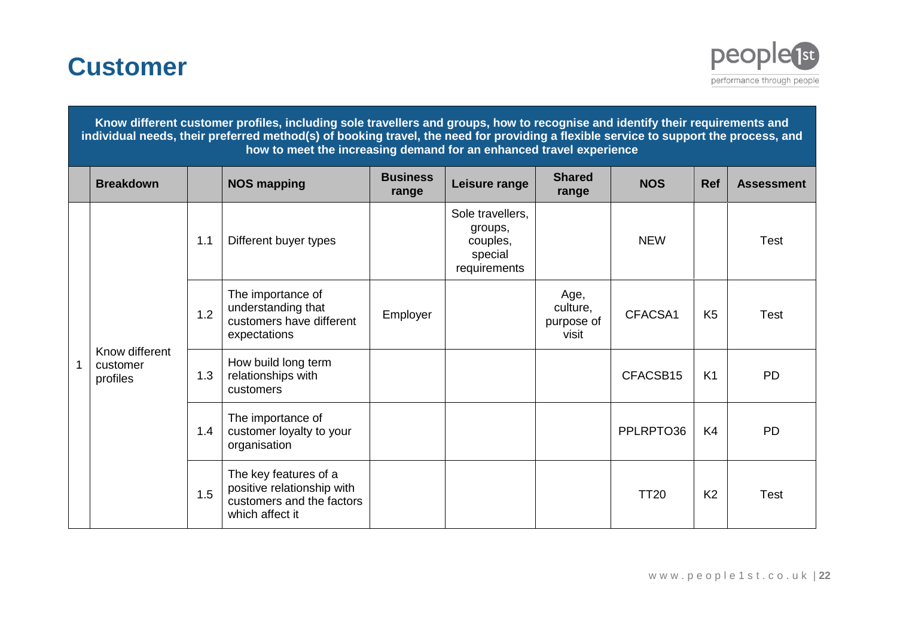# Customer

| Know different customer profiles, including sole travellers and groups, how to recognise and identify their requirements and individual needs, their preferred method(s) of booking travel, the need for providing a flexible service to support the process, and how to meet the increasing demand for an enhanced travel experience | | | | | | | | | |
|---|---|---|---|---|---|---|---|---|---|
| | **Breakdown** | | **NOS mapping** | **Business range** | **Leisure range** | **Shared range** | **NOS** | **Ref** | **Assessment** |
| 1 | Know different customer profiles | 1.1 | Different buyer types | | Sole travellers, groups, couples, special requirements | | NEW | | Test |
| | | 1.2 | The importance of understanding that customers have different expectations | Employer | | Age, culture, purpose of visit | CFACSA1 | K5 | Test |
| | | 1.3 | How build long term relationships with customers | | | | CFACSB15 | K1 | PD |
| | | 1.4 | The importance of customer loyalty to your organisation | | | | PPLRPTO36 | K4 | PD |
| | | 1.5 | The key features of a positive relationship with customers and the factors which affect it | | | | TT20 | K2 | Test |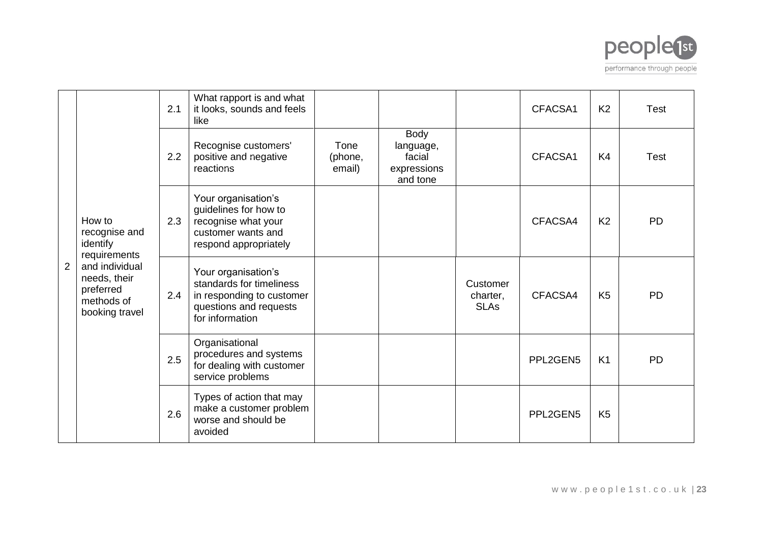| | | | | | | | | | |
|---|---|---|---|---|---|---|---|---|---|
| 2 | How to recognise and identify requirements and individual needs, their preferred methods of booking travel | 2.1 | What rapport is and what it looks, sounds and feels like | | | | CFACSA1 | K2 | Test |
| | | 2.2 | Recognise customers' positive and negative reactions | Tone (phone, email) | Body language, facial expressions and tone | | CFACSA1 | K4 | Test |
| | | 2.3 | Your organisation's guidelines for how to recognise what your customer wants and respond appropriately | | | | CFACSA4 | K2 | PD |
| | | 2.4 | Your organisation's standards for timeliness in responding to customer questions and requests for information | | | Customer charter, SLAs | CFACSA4 | K5 | PD |
| | | 2.5 | Organisational procedures and systems for dealing with customer service problems | | | | PPL2GEN5 | K1 | PD |
| | | 2.6 | Types of action that may make a customer problem worse and should be avoided | | | | PPL2GEN5 | K5 | |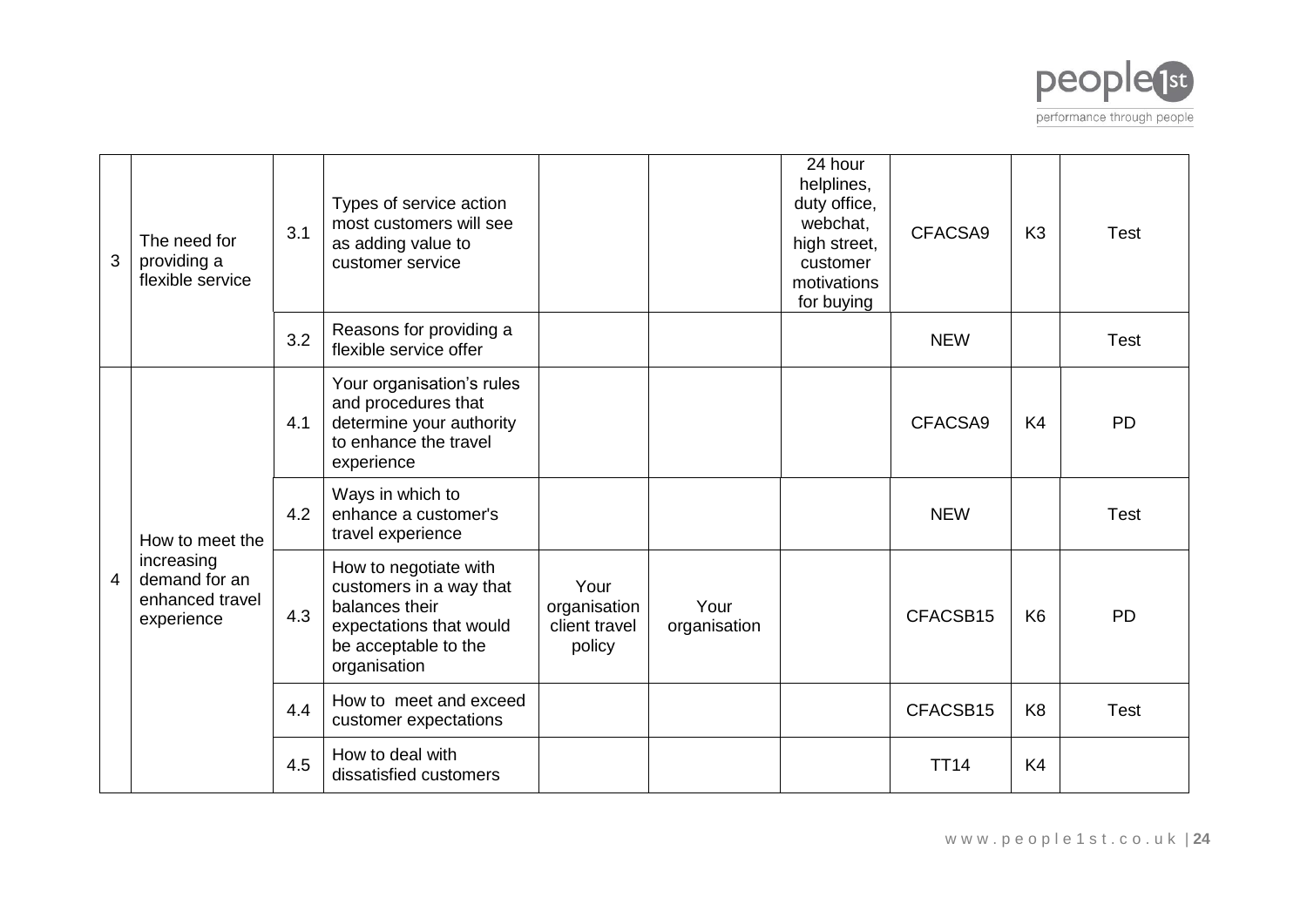| | | | | | | | | | |
|---|---|---|---|---|---|---|---|---|---|
| 3 | The need for providing a flexible service | 3.1 | Types of service action most customers will see as adding value to customer service | | | 24 hour helplines, duty office, webchat, high street, customer motivations for buying | CFACSA9 | K3 | Test |
| | | 3.2 | Reasons for providing a flexible service offer | | | | NEW | | Test |
| 4 | How to meet the increasing demand for an enhanced travel experience | 4.1 | Your organisation's rules and procedures that determine your authority to enhance the travel experience | | | | CFACSA9 | K4 | PD |
| | | 4.2 | Ways in which to enhance a customer's travel experience | | | | NEW | | Test |
| | | 4.3 | How to negotiate with customers in a way that balances their expectations that would be acceptable to the organisation | Your organisation client travel policy | Your organisation | | CFACSB15 | K6 | PD |
| | | 4.4 | How to meet and exceed customer expectations | | | | CFACSB15 | K8 | Test |
| | | 4.5 | How to deal with dissatisfied customers | | | | TT14 | K4 | |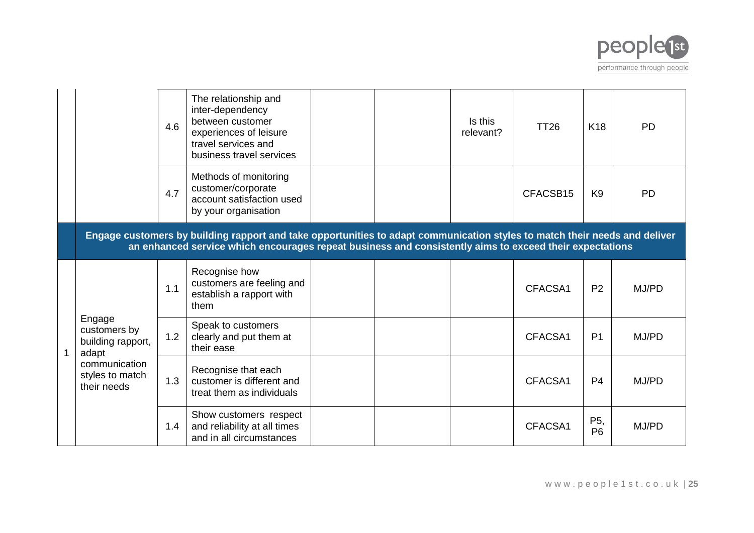| | | | | | | | | | |
|---|---|---|---|---|---|---|---|---|---|
| | | 4.6 | The relationship and inter-dependency between customer experiences of leisure travel services and business travel services | | | Is this relevant? | TT26 | K18 | PD |
| | | 4.7 | Methods of monitoring customer/corporate account satisfaction used by your organisation | | | | CFACSB15 | K9 | PD |
| | **Engage customers by building rapport and take opportunities to adapt communication styles to match their needs and deliver an enhanced service which encourages repeat business and consistently aims to exceed their expectations** | | | | | | | | |
| 1 | Engage customers by building rapport, adapt communication styles to match their needs | 1.1 | Recognise how customers are feeling and establish a rapport with them | | | | CFACSA1 | P2 | MJ/PD |
| | | 1.2 | Speak to customers clearly and put them at their ease | | | | CFACSA1 | P1 | MJ/PD |
| | | 1.3 | Recognise that each customer is different and treat them as individuals | | | | CFACSA1 | P4 | MJ/PD |
| | | 1.4 | Show customers respect and reliability at all times and in all circumstances | | | | CFACSA1 | P5, P6 | MJ/PD |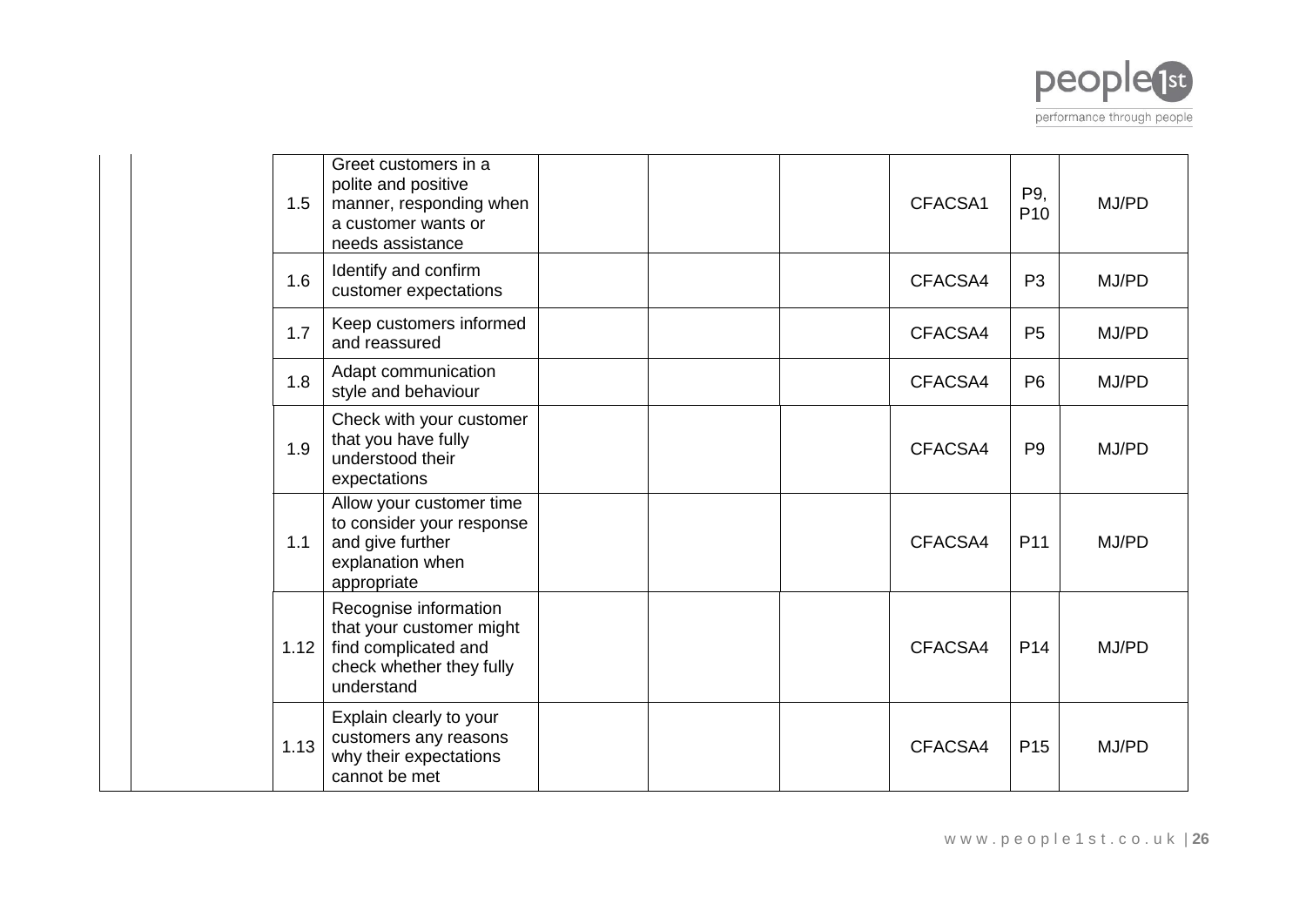| | | | | | | | | | |
|---|---|---|---|---|---|---|---|---|---|
| | | 1.5 | Greet customers in a polite and positive manner, responding when a customer wants or needs assistance | | | | CFACSA1 | P9, P10 | MJ/PD |
| | | 1.6 | Identify and confirm customer expectations | | | | CFACSA4 | P3 | MJ/PD |
| | | 1.7 | Keep customers informed and reassured | | | | CFACSA4 | P5 | MJ/PD |
| | | 1.8 | Adapt communication style and behaviour | | | | CFACSA4 | P6 | MJ/PD |
| | | 1.9 | Check with your customer that you have fully understood their expectations | | | | CFACSA4 | P9 | MJ/PD |
| | | 1.1 | Allow your customer time to consider your response and give further explanation when appropriate | | | | CFACSA4 | P11 | MJ/PD |
| | | 1.12 | Recognise information that your customer might find complicated and check whether they fully understand | | | | CFACSA4 | P14 | MJ/PD |
| | | 1.13 | Explain clearly to your customers any reasons why their expectations cannot be met | | | | CFACSA4 | P15 | MJ/PD |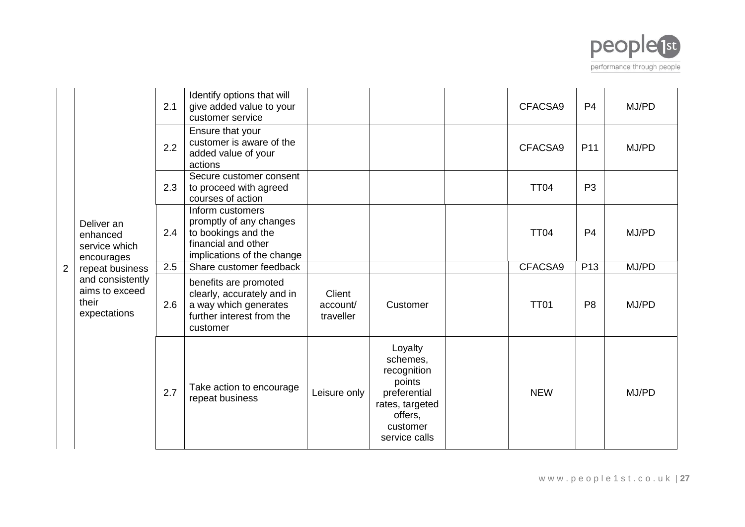| | | | | | | | | | |
|---|---|---|---|---|---|---|---|---|---|
| 2 | Deliver an enhanced service which encourages repeat business and consistently aims to exceed their expectations | 2.1 | Identify options that will give added value to your customer service | | | | CFACSA9 | P4 | MJ/PD |
| | | 2.2 | Ensure that your customer is aware of the added value of your actions | | | | CFACSA9 | P11 | MJ/PD |
| | | 2.3 | Secure customer consent to proceed with agreed courses of action | | | | TT04 | P3 | |
| | | 2.4 | Inform customers promptly of any changes to bookings and the financial and other implications of the change | | | | TT04 | P4 | MJ/PD |
| | | 2.5 | Share customer feedback | | | | CFACSA9 | P13 | MJ/PD |
| | | 2.6 | benefits are promoted clearly, accurately and in a way which generates further interest from the customer | Client account/ traveller | Customer | | TT01 | P8 | MJ/PD |
| | | 2.7 | Take action to encourage repeat business | Leisure only | Loyalty schemes, recognition points preferential rates, targeted offers, customer service calls | | NEW | | MJ/PD |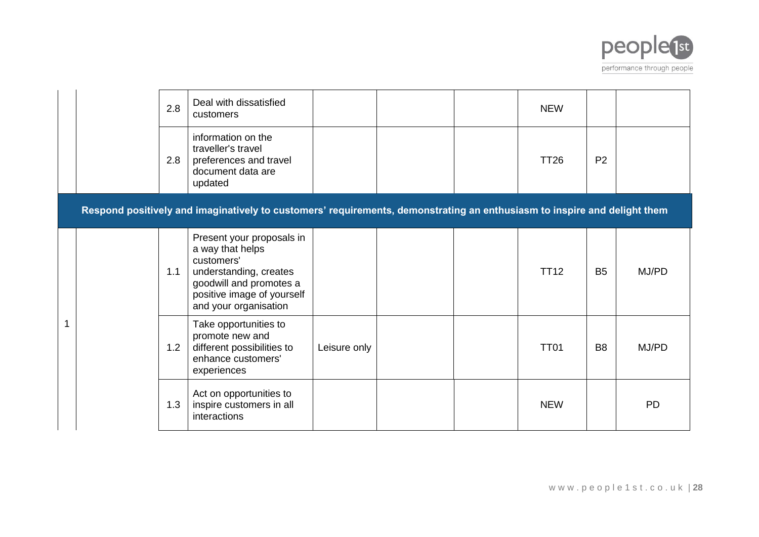|  |  |  |  |  |  |  |  |  |  |
|---|---|---|---|---|---|---|---|---|---|
|  |  | 2.8 | Deal with dissatisfied customers |  |  |  | NEW |  |  |
|  |  | 2.8 | information on the traveller's travel preferences and travel document data are updated |  |  |  | TT26 | P2 |  |
| **Respond positively and imaginatively to customers' requirements, demonstrating an enthusiasm to inspire and delight them** |  |  |  |  |  |  |  |  |  |
| 1 |  | 1.1 | Present your proposals in a way that helps customers' understanding, creates goodwill and promotes a positive image of yourself and your organisation |  |  |  | TT12 | B5 | MJ/PD |
|  |  | 1.2 | Take opportunities to promote new and different possibilities to enhance customers' experiences | Leisure only |  |  | TT01 | B8 | MJ/PD |
|  |  | 1.3 | Act on opportunities to inspire customers in all interactions |  |  |  | NEW |  | PD |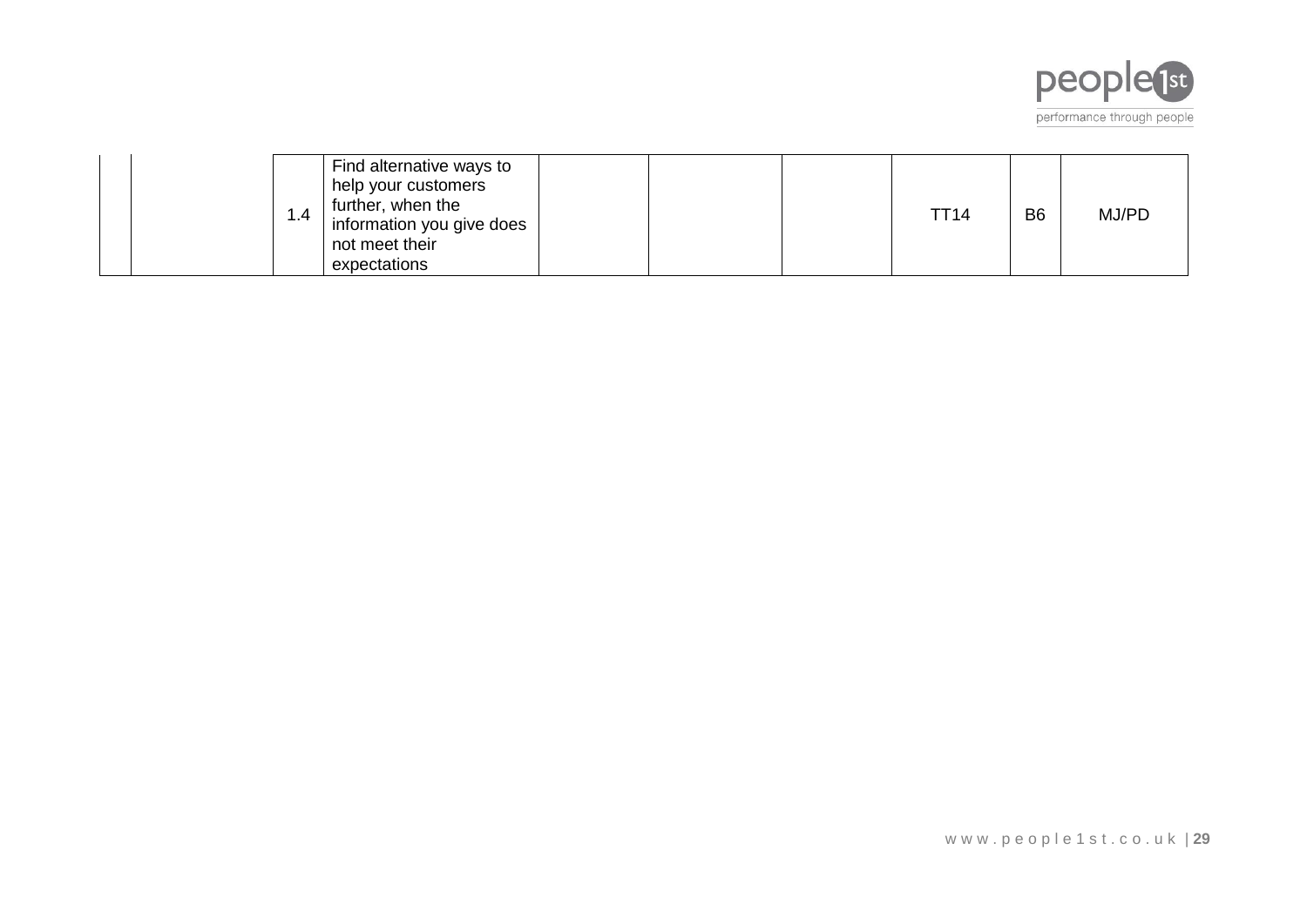| | | | | | | | | | |
|---|---|---|---|---|---|---|---|---|---|
| | | 1.4 | Find alternative ways to help your customers further, when the information you give does not meet their expectations | | | | TT14 | B6 | MJ/PD |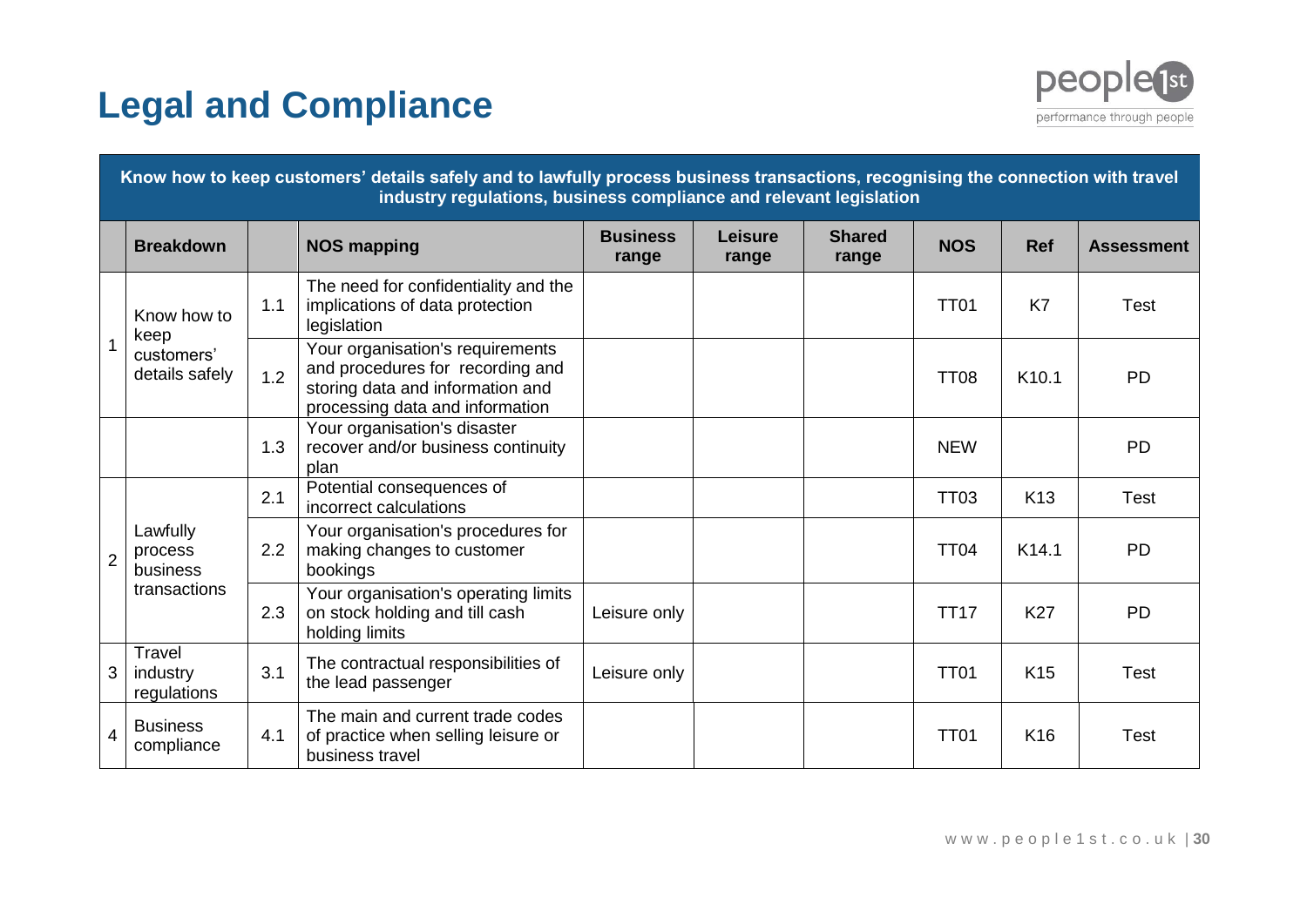# Legal and Compliance

| Know how to keep customers' details safely and to lawfully process business transactions, recognising the connection with travel industry regulations, business compliance and relevant legislation | | | | | | | | | |
|---|---|---|---|---|---|---|---|---|---|
| | **Breakdown** | | **NOS mapping** | **Business range** | **Leisure range** | **Shared range** | **NOS** | **Ref** | **Assessment** |
| 1 | Know how to keep customers' details safely | 1.1 | The need for confidentiality and the implications of data protection legislation | | | | TT01 | K7 | Test |
| | | 1.2 | Your organisation's requirements and procedures for recording and storing data and information and processing data and information | | | | TT08 | K10.1 | PD |
| | | 1.3 | Your organisation's disaster recover and/or business continuity plan | | | | NEW | | PD |
| 2 | Lawfully process business transactions | 2.1 | Potential consequences of incorrect calculations | | | | TT03 | K13 | Test |
| | | 2.2 | Your organisation's procedures for making changes to customer bookings | | | | TT04 | K14.1 | PD |
| | | 2.3 | Your organisation's operating limits on stock holding and till cash holding limits | Leisure only | | | TT17 | K27 | PD |
| 3 | Travel industry regulations | 3.1 | The contractual responsibilities of the lead passenger | Leisure only | | | TT01 | K15 | Test |
| 4 | Business compliance | 4.1 | The main and current trade codes of practice when selling leisure or business travel | | | | TT01 | K16 | Test |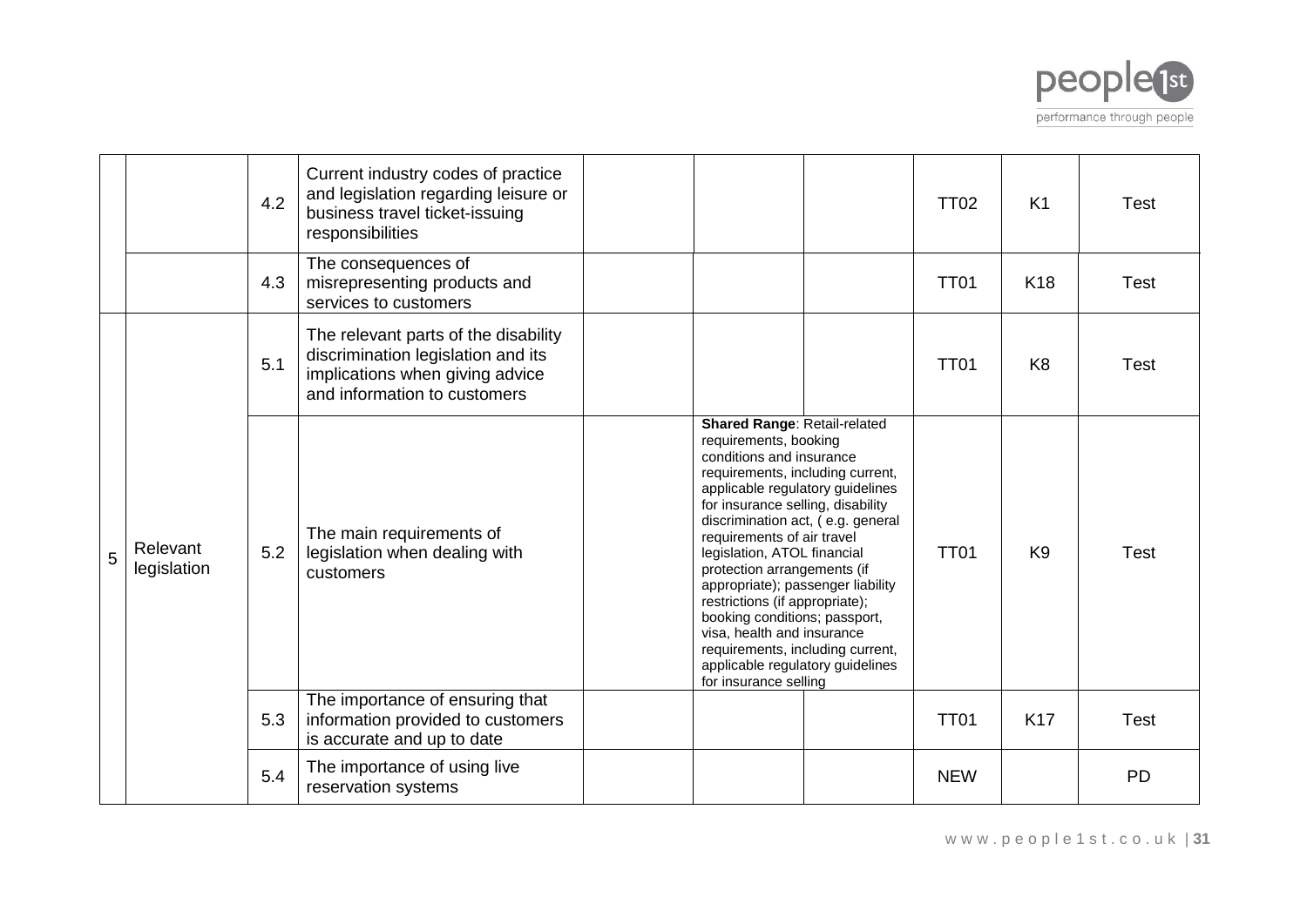| | | | | | | | | | |
|---|---|---|---|---|---|---|---|---|---|
| | | 4.2 | Current industry codes of practice and legislation regarding leisure or business travel ticket-issuing responsibilities | | | | TT02 | K1 | Test |
| | | 4.3 | The consequences of misrepresenting products and services to customers | | | | TT01 | K18 | Test |
| 5 | Relevant legislation | 5.1 | The relevant parts of the disability discrimination legislation and its implications when giving advice and information to customers | | | | TT01 | K8 | Test |
| | | 5.2 | The main requirements of legislation when dealing with customers | | **Shared Range**: Retail-related requirements, booking conditions and insurance requirements, including current, applicable regulatory guidelines for insurance selling, disability discrimination act, ( e.g. general requirements of air travel legislation, ATOL financial protection arrangements (if appropriate); passenger liability restrictions (if appropriate); booking conditions; passport, visa, health and insurance requirements, including current, applicable regulatory guidelines for insurance selling | | TT01 | K9 | Test |
| | | 5.3 | The importance of ensuring that information provided to customers is accurate and up to date | | | | TT01 | K17 | Test |
| | | 5.4 | The importance of using live reservation systems | | | | NEW | | PD |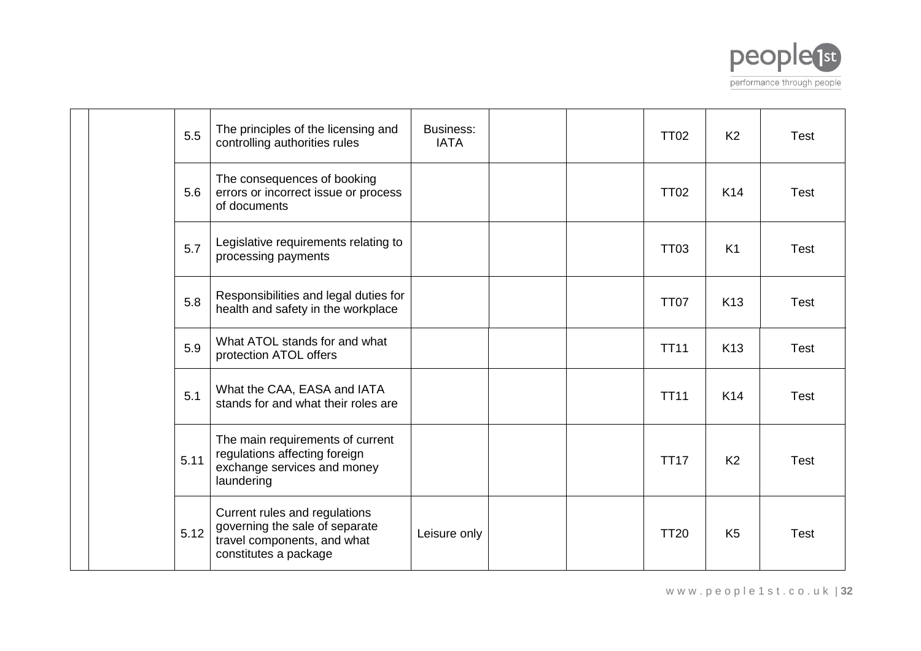| | | | | | | | | | |
|---|---|---|---|---|---|---|---|---|---|
| | | 5.5 | The principles of the licensing and controlling authorities rules | Business: IATA | | | TT02 | K2 | Test |
| | | 5.6 | The consequences of booking errors or incorrect issue or process of documents | | | | TT02 | K14 | Test |
| | | 5.7 | Legislative requirements relating to processing payments | | | | TT03 | K1 | Test |
| | | 5.8 | Responsibilities and legal duties for health and safety in the workplace | | | | TT07 | K13 | Test |
| | | 5.9 | What ATOL stands for and what protection ATOL offers | | | | TT11 | K13 | Test |
| | | 5.1 | What the CAA, EASA and IATA stands for and what their roles are | | | | TT11 | K14 | Test |
| | | 5.11 | The main requirements of current regulations affecting foreign exchange services and money laundering | | | | TT17 | K2 | Test |
| | | 5.12 | Current rules and regulations governing the sale of separate travel components, and what constitutes a package | Leisure only | | | TT20 | K5 | Test |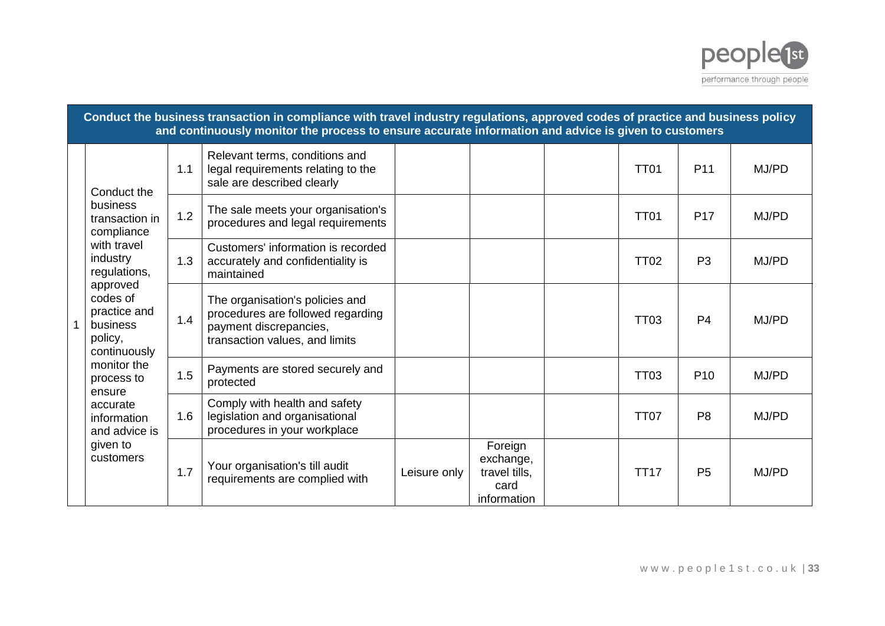| Conduct the business transaction in compliance with travel industry regulations, approved codes of practice and business policy and continuously monitor the process to ensure accurate information and advice is given to customers | | | | | | | | | |
|---|---|---|---|---|---|---|---|---|---|
| 1 | Conduct the business transaction in compliance with travel industry regulations, approved codes of practice and business policy, continuously monitor the process to ensure accurate information and advice is given to customers | 1.1 | Relevant terms, conditions and legal requirements relating to the sale are described clearly | | | | TT01 | P11 | MJ/PD |
| | | 1.2 | The sale meets your organisation's procedures and legal requirements | | | | TT01 | P17 | MJ/PD |
| | | 1.3 | Customers' information is recorded accurately and confidentiality is maintained | | | | TT02 | P3 | MJ/PD |
| | | 1.4 | The organisation's policies and procedures are followed regarding payment discrepancies, transaction values, and limits | | | | TT03 | P4 | MJ/PD |
| | | 1.5 | Payments are stored securely and protected | | | | TT03 | P10 | MJ/PD |
| | | 1.6 | Comply with health and safety legislation and organisational procedures in your workplace | | | | TT07 | P8 | MJ/PD |
| | | 1.7 | Your organisation's till audit requirements are complied with | Leisure only | Foreign exchange, travel tills, card information | | TT17 | P5 | MJ/PD |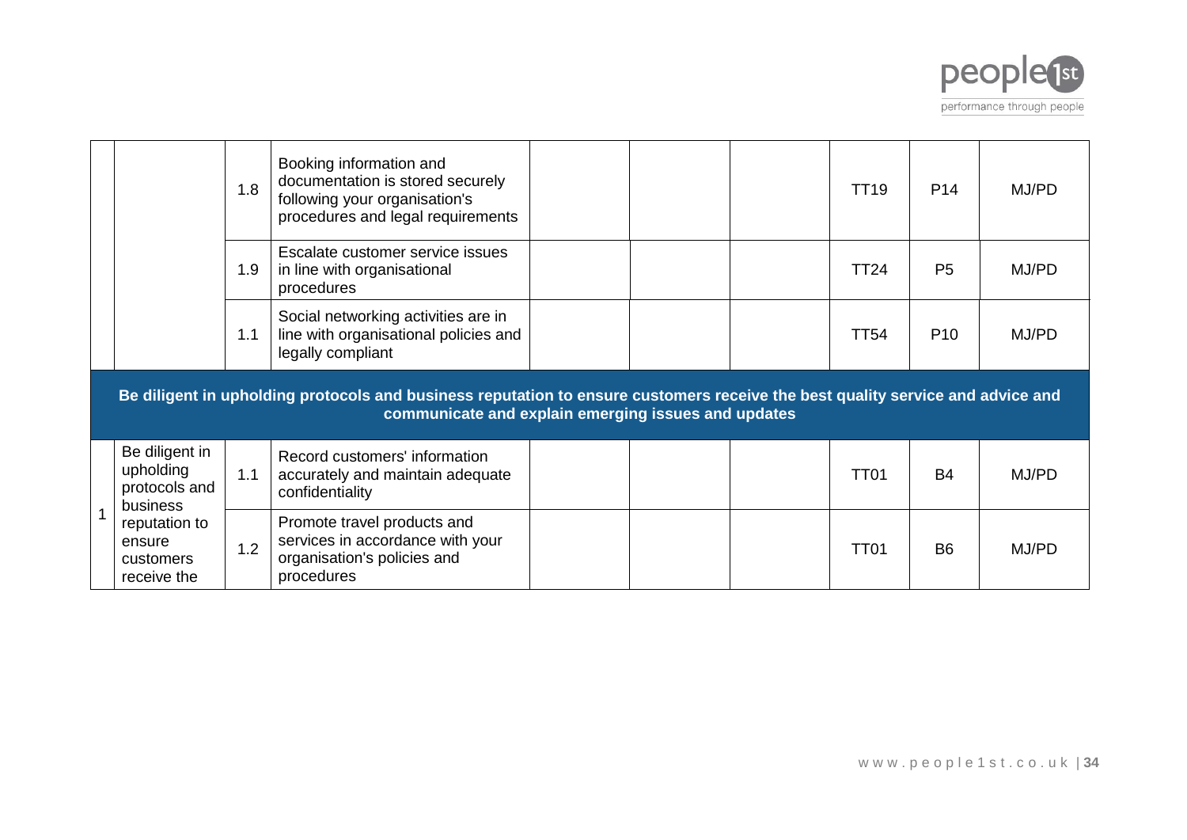| | | | | | | | | | |
|---|---|---|---|---|---|---|---|---|---|
| | | 1.8 | Booking information and documentation is stored securely following your organisation's procedures and legal requirements | | | | TT19 | P14 | MJ/PD |
| | | 1.9 | Escalate customer service issues in line with organisational procedures | | | | TT24 | P5 | MJ/PD |
| | | 1.1 | Social networking activities are in line with organisational policies and legally compliant | | | | TT54 | P10 | MJ/PD |
| **Be diligent in upholding protocols and business reputation to ensure customers receive the best quality service and advice and communicate and explain emerging issues and updates** | | | | | | | | | |
| 1 | Be diligent in upholding protocols and business reputation to ensure customers receive the | 1.1 | Record customers' information accurately and maintain adequate confidentiality | | | | TT01 | B4 | MJ/PD |
| | | 1.2 | Promote travel products and services in accordance with your organisation's policies and procedures | | | | TT01 | B6 | MJ/PD |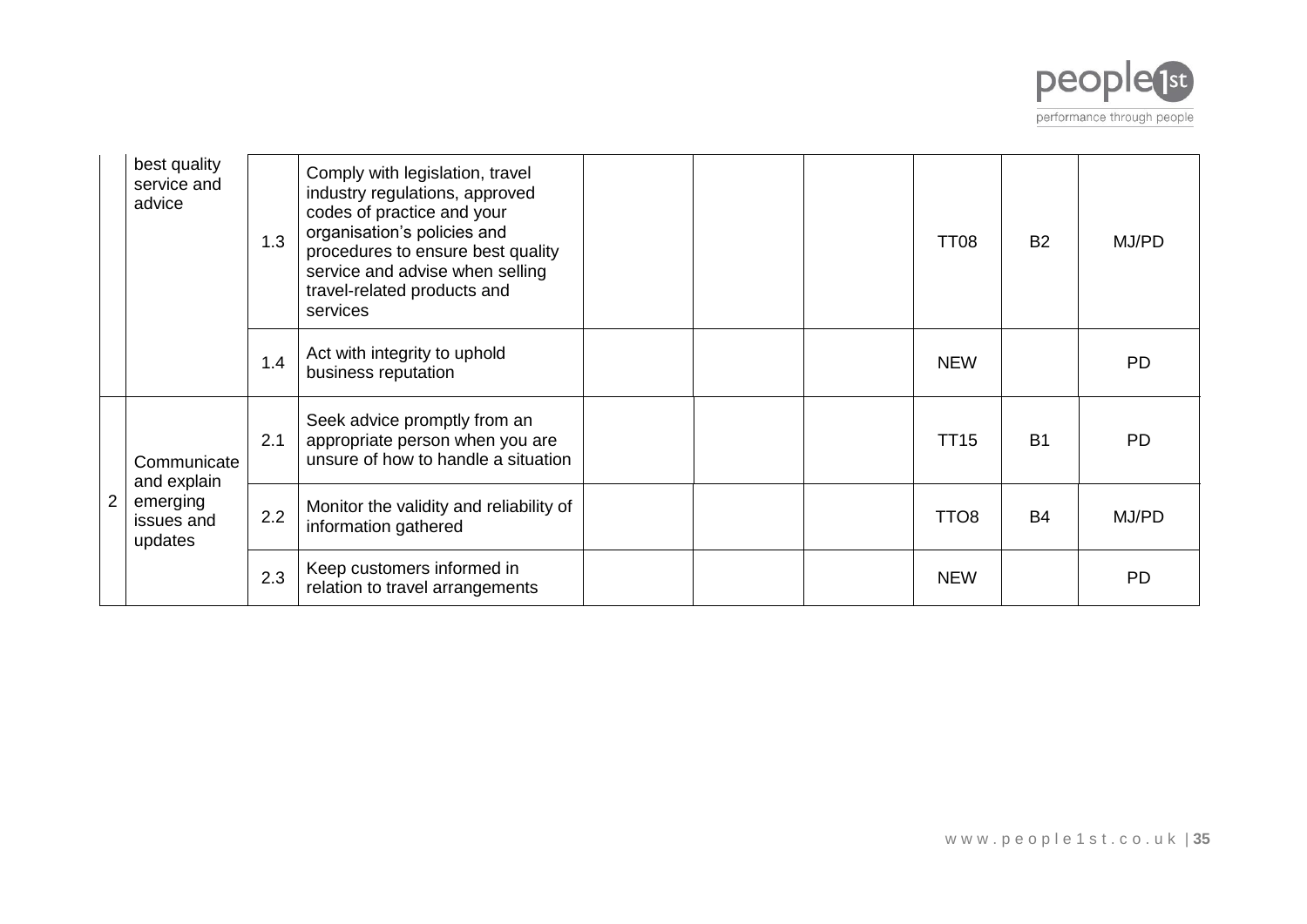|  | best quality service and advice | 1.3 | Comply with legislation, travel industry regulations, approved codes of practice and your organisation's policies and procedures to ensure best quality service and advise when selling travel-related products and services |  |  |  | TT08 | B2 | MJ/PD |
|---|---|---|---|---|---|---|---|---|---|
|  |  | 1.4 | Act with integrity to uphold business reputation |  |  |  | NEW |  | PD |
| 2 | Communicate and explain emerging issues and updates | 2.1 | Seek advice promptly from an appropriate person when you are unsure of how to handle a situation |  |  |  | TT15 | B1 | PD |
|  |  | 2.2 | Monitor the validity and reliability of information gathered |  |  |  | TTO8 | B4 | MJ/PD |
|  |  | 2.3 | Keep customers informed in relation to travel arrangements |  |  |  | NEW |  | PD |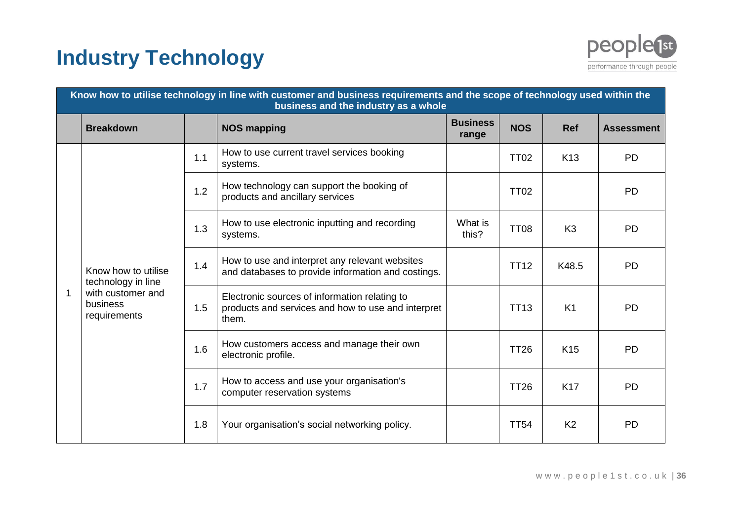# Industry Technology

| Know how to utilise technology in line with customer and business requirements and the scope of technology used within the business and the industry as a whole | | | | | | | |
|---|---|---|---|---|---|---|---|
| | **Breakdown** | | **NOS mapping** | **Business range** | **NOS** | **Ref** | **Assessment** |
| 1 | Know how to utilise technology in line with customer and business requirements | 1.1 | How to use current travel services booking systems. | | TT02 | K13 | PD |
| | | 1.2 | How technology can support the booking of products and ancillary services | | TT02 | | PD |
| | | 1.3 | How to use electronic inputting and recording systems. | What is this? | TT08 | K3 | PD |
| | | 1.4 | How to use and interpret any relevant websites and databases to provide information and costings. | | TT12 | K48.5 | PD |
| | | 1.5 | Electronic sources of information relating to products and services and how to use and interpret them. | | TT13 | K1 | PD |
| | | 1.6 | How customers access and manage their own electronic profile. | | TT26 | K15 | PD |
| | | 1.7 | How to access and use your organisation's computer reservation systems | | TT26 | K17 | PD |
| | | 1.8 | Your organisation's social networking policy. | | TT54 | K2 | PD |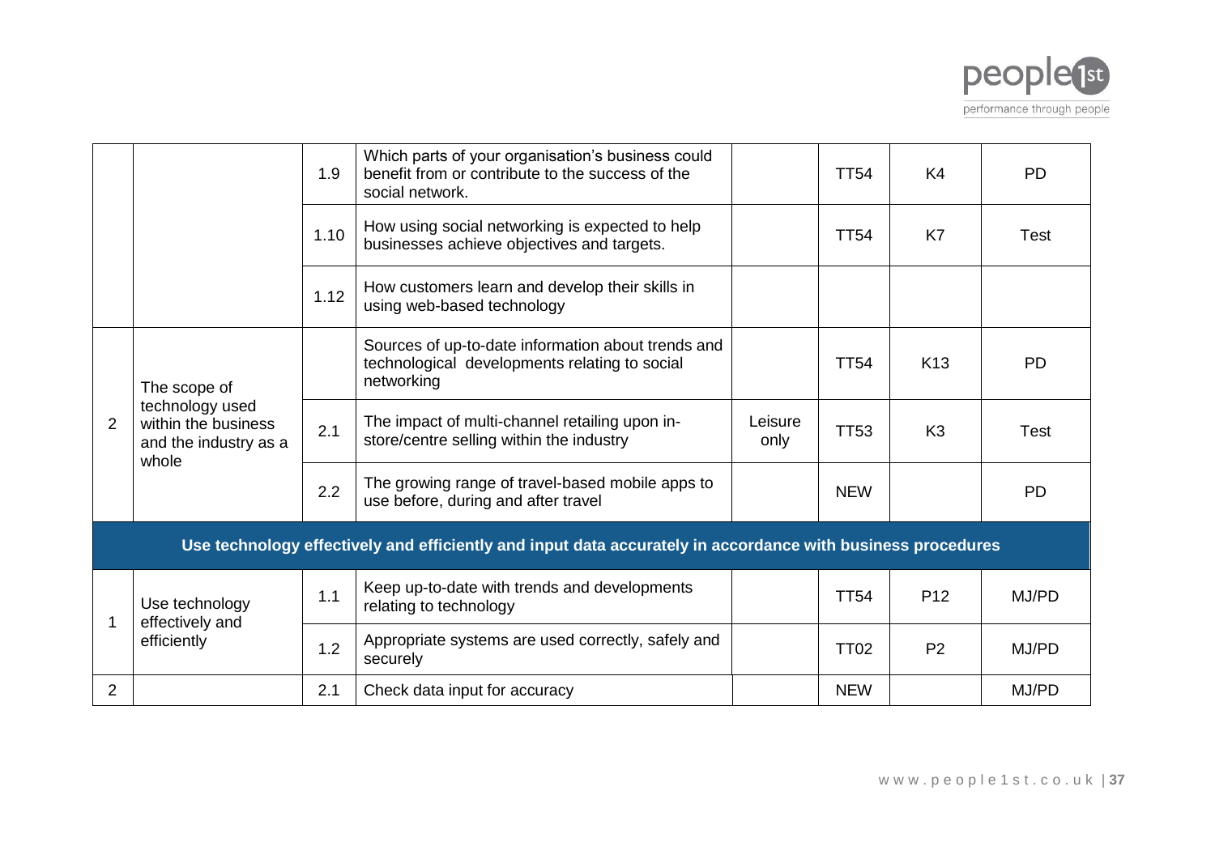| | | | | | | | |
|---|---|---|---|---|---|---|---|
| | | 1.9 | Which parts of your organisation's business could benefit from or contribute to the success of the social network. | | TT54 | K4 | PD |
| | | 1.10 | How using social networking is expected to help businesses achieve objectives and targets. | | TT54 | K7 | Test |
| | | 1.12 | How customers learn and develop their skills in using web-based technology | | | | |
| 2 | The scope of technology used within the business and the industry as a whole | | Sources of up-to-date information about trends and technological developments relating to social networking | | TT54 | K13 | PD |
| | | 2.1 | The impact of multi-channel retailing upon in-store/centre selling within the industry | Leisure only | TT53 | K3 | Test |
| | | 2.2 | The growing range of travel-based mobile apps to use before, during and after travel | | NEW | | PD |
| **Use technology effectively and efficiently and input data accurately in accordance with business procedures** | | | | | | | |
| 1 | Use technology effectively and efficiently | 1.1 | Keep up-to-date with trends and developments relating to technology | | TT54 | P12 | MJ/PD |
| | | 1.2 | Appropriate systems are used correctly, safely and securely | | TT02 | P2 | MJ/PD |
| 2 | | 2.1 | Check data input for accuracy | | NEW | | MJ/PD |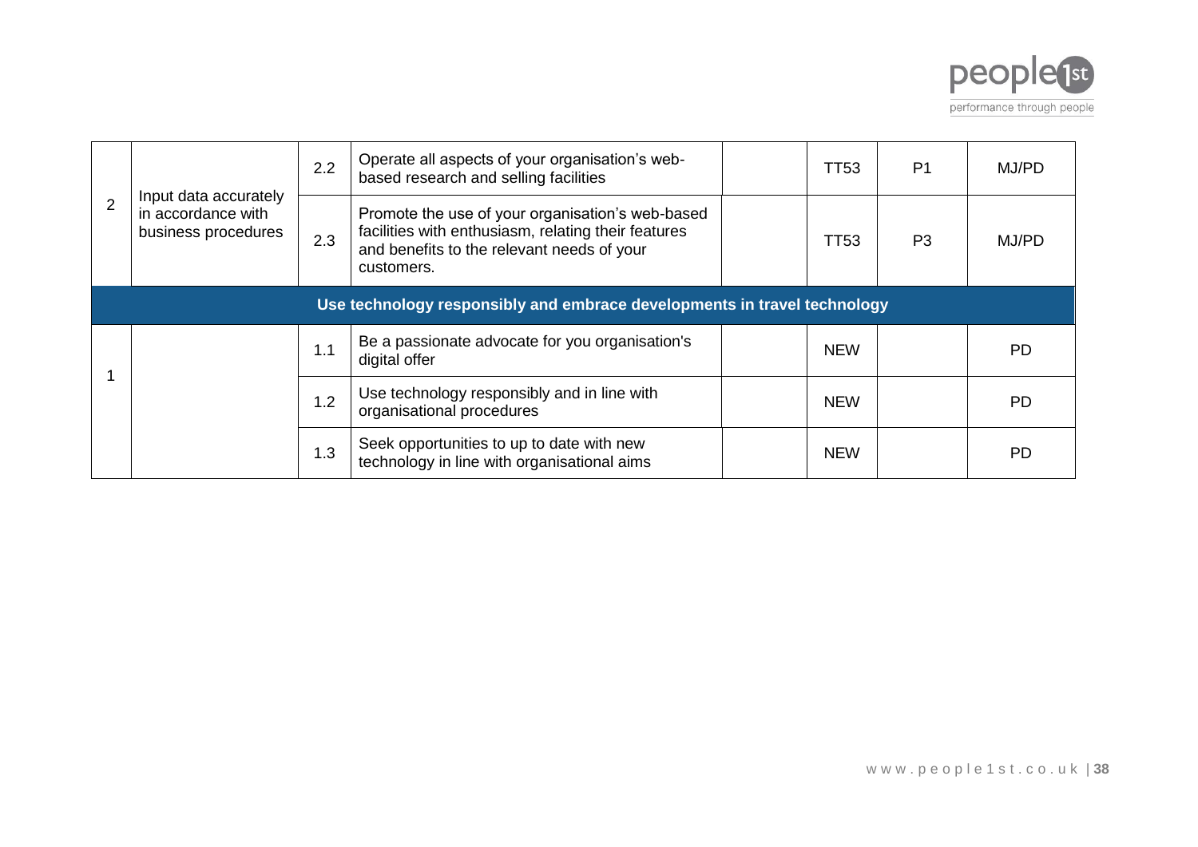| | | | | | | | |
|---|---|---|---|---|---|---|---|
| 2 | Input data accurately in accordance with business procedures | 2.2 | Operate all aspects of your organisation's web-based research and selling facilities | | TT53 | P1 | MJ/PD |
| | | 2.3 | Promote the use of your organisation's web-based facilities with enthusiasm, relating their features and benefits to the relevant needs of your customers. | | TT53 | P3 | MJ/PD |
| **Use technology responsibly and embrace developments in travel technology** | | | | | | | |
| 1 | | 1.1 | Be a passionate advocate for you organisation's digital offer | | NEW | | PD |
| | | 1.2 | Use technology responsibly and in line with organisational procedures | | NEW | | PD |
| | | 1.3 | Seek opportunities to up to date with new technology in line with organisational aims | | NEW | | PD |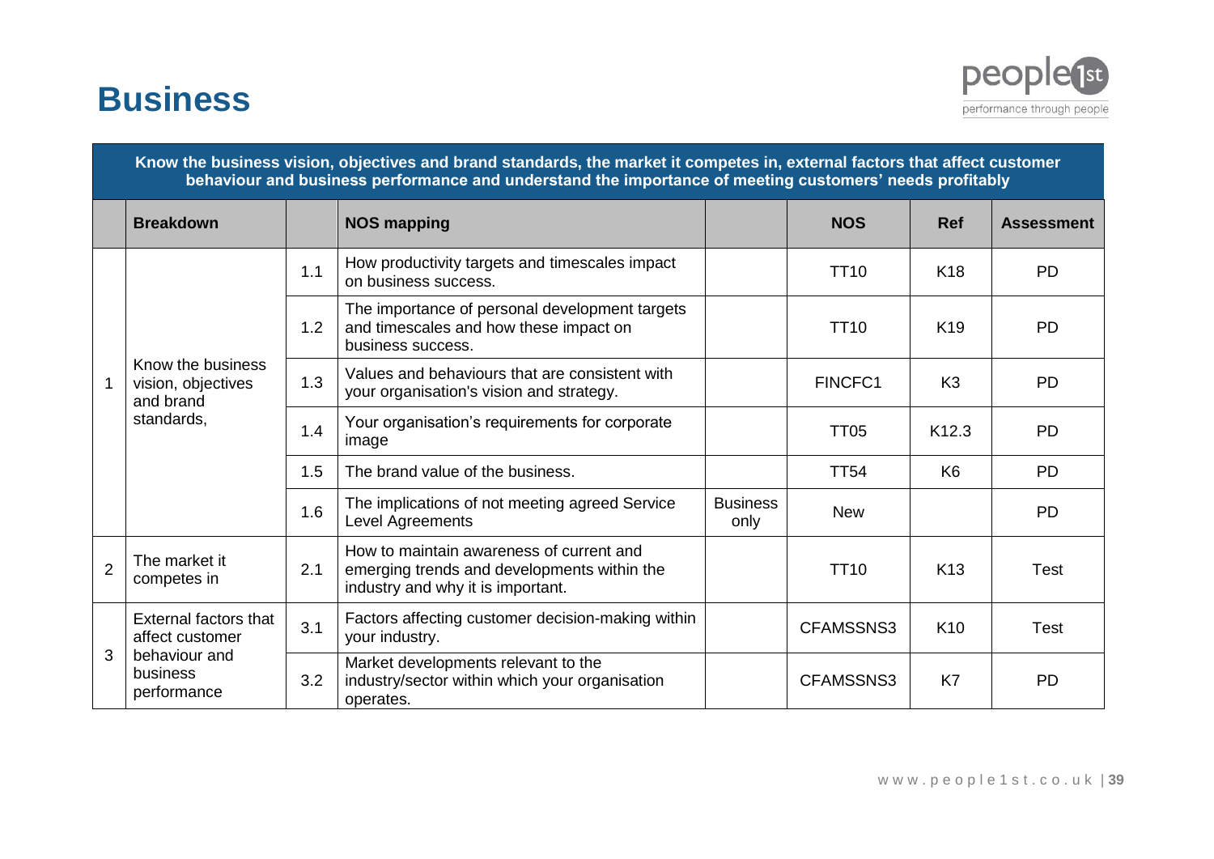# Business

| Know the business vision, objectives and brand standards, the market it competes in, external factors that affect customer behaviour and business performance and understand the importance of meeting customers' needs profitably | | | | | | | |
|---|---|---|---|---|---|---|---|
| | **Breakdown** | | **NOS mapping** | | **NOS** | **Ref** | **Assessment** |
| 1 | Know the business vision, objectives and brand standards, | 1.1 | How productivity targets and timescales impact on business success. | | TT10 | K18 | PD |
| | | 1.2 | The importance of personal development targets and timescales and how these impact on business success. | | TT10 | K19 | PD |
| | | 1.3 | Values and behaviours that are consistent with your organisation's vision and strategy. | | FINCFC1 | K3 | PD |
| | | 1.4 | Your organisation's requirements for corporate image | | TT05 | K12.3 | PD |
| | | 1.5 | The brand value of the business. | | TT54 | K6 | PD |
| | | 1.6 | The implications of not meeting agreed Service Level Agreements | Business only | New | | PD |
| 2 | The market it competes in | 2.1 | How to maintain awareness of current and emerging trends and developments within the industry and why it is important. | | TT10 | K13 | Test |
| 3 | External factors that affect customer behaviour and business performance | 3.1 | Factors affecting customer decision-making within your industry. | | CFAMSSNS3 | K10 | Test |
| | | 3.2 | Market developments relevant to the industry/sector within which your organisation operates. | | CFAMSSNS3 | K7 | PD |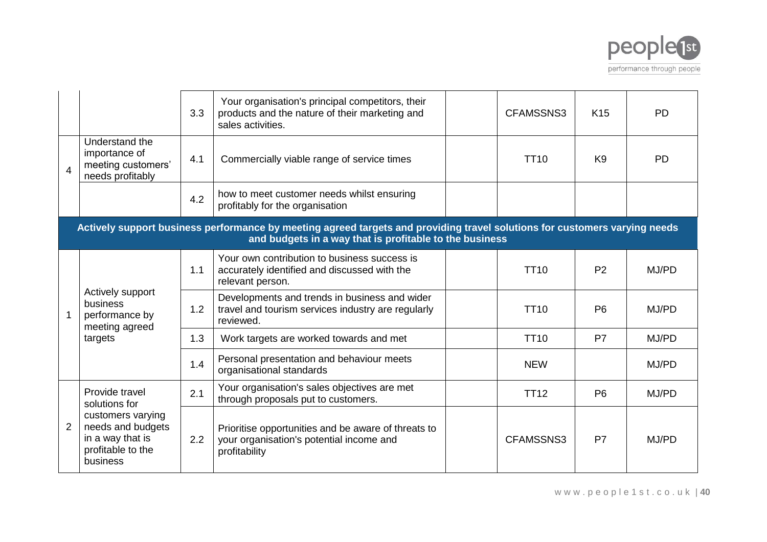| | | | | | | | |
|---|---|---|---|---|---|---|---|
| | | 3.3 | Your organisation's principal competitors, their products and the nature of their marketing and sales activities. | | CFAMSSNS3 | K15 | PD |
| 4 | Understand the importance of meeting customers' needs profitably | 4.1 | Commercially viable range of service times | | TT10 | K9 | PD |
| | | 4.2 | how to meet customer needs whilst ensuring profitably for the organisation | | | | |
| **Actively support business performance by meeting agreed targets and providing travel solutions for customers varying needs and budgets in a way that is profitable to the business** | | | | | | | |
| 1 | Actively support business performance by meeting agreed targets | 1.1 | Your own contribution to business success is accurately identified and discussed with the relevant person. | | TT10 | P2 | MJ/PD |
| | | 1.2 | Developments and trends in business and wider travel and tourism services industry are regularly reviewed. | | TT10 | P6 | MJ/PD |
| | | 1.3 | Work targets are worked towards and met | | TT10 | P7 | MJ/PD |
| | | 1.4 | Personal presentation and behaviour meets organisational standards | | NEW | | MJ/PD |
| 2 | Provide travel solutions for customers varying needs and budgets in a way that is profitable to the business | 2.1 | Your organisation's sales objectives are met through proposals put to customers. | | TT12 | P6 | MJ/PD |
| | | 2.2 | Prioritise opportunities and be aware of threats to your organisation's potential income and profitability | | CFAMSSNS3 | P7 | MJ/PD |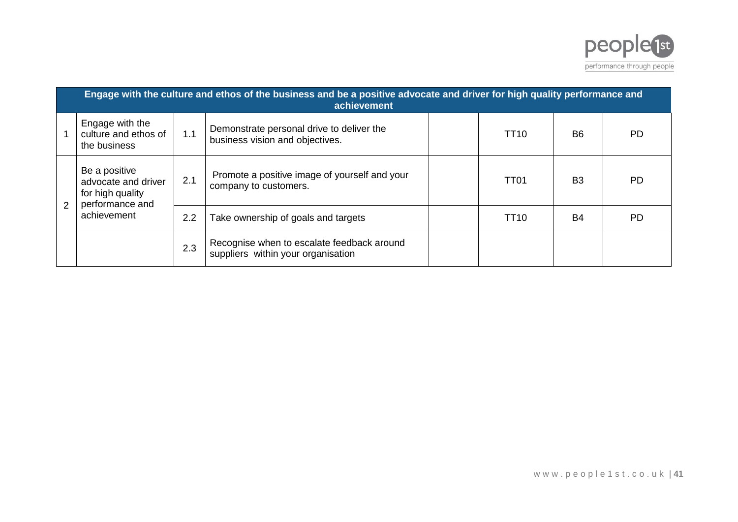| Engage with the culture and ethos of the business and be a positive advocate and driver for high quality performance and achievement | | | | | | | |
|---|---|---|---|---|---|---|---|
| 1 | Engage with the culture and ethos of the business | 1.1 | Demonstrate personal drive to deliver the business vision and objectives. | | TT10 | B6 | PD |
| 2 | Be a positive advocate and driver for high quality performance and achievement | 2.1 | Promote a positive image of yourself and your company to customers. | | TT01 | B3 | PD |
| | | 2.2 | Take ownership of goals and targets | | TT10 | B4 | PD |
| | | 2.3 | Recognise when to escalate feedback around suppliers within your organisation | | | | |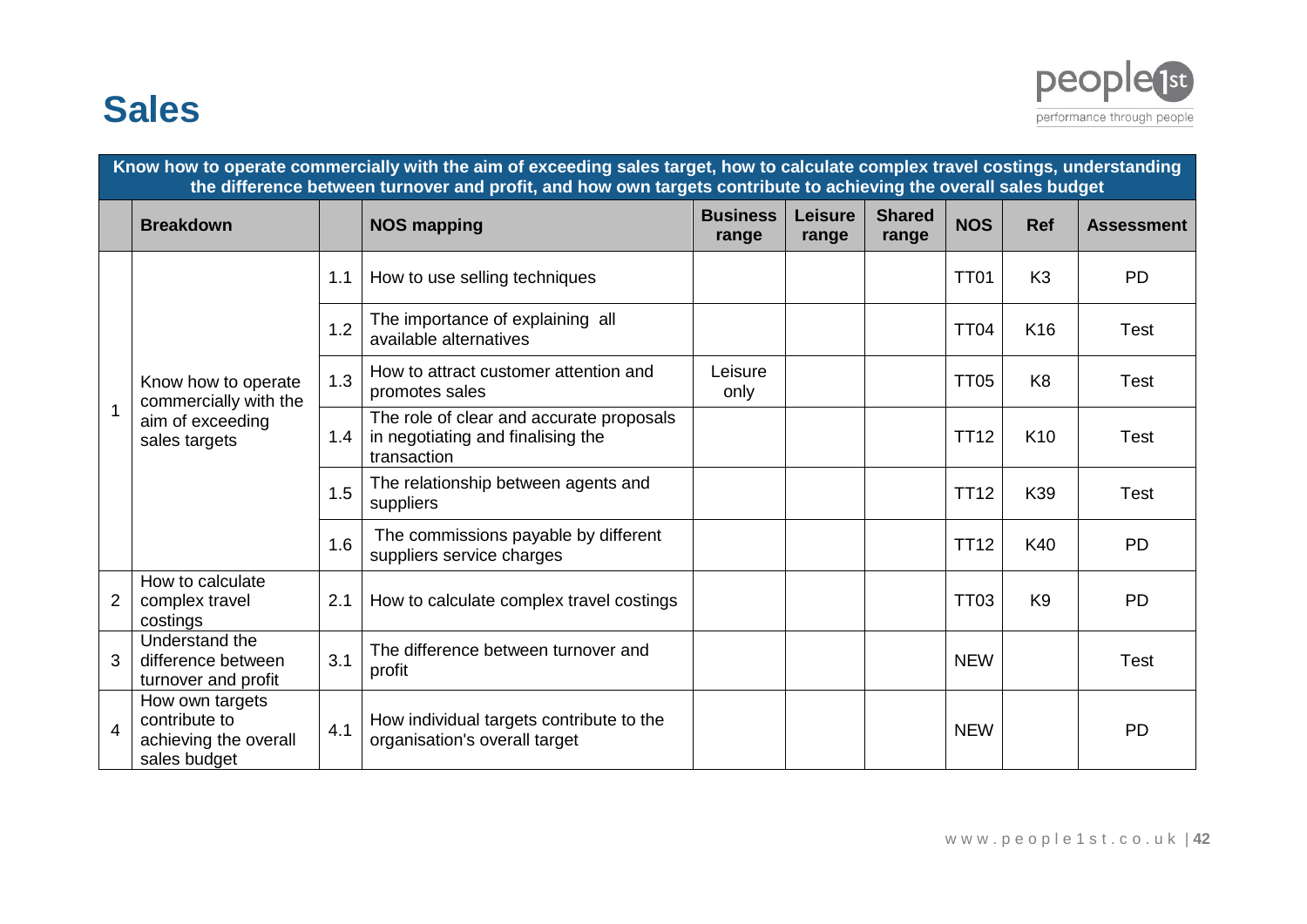# Sales

| Know how to operate commercially with the aim of exceeding sales target, how to calculate complex travel costings, understanding the difference between turnover and profit, and how own targets contribute to achieving the overall sales budget | | | | | | | | | |
|---|---|---|---|---|---|---|---|---|---|
| | **Breakdown** | | **NOS mapping** | **Business range** | **Leisure range** | **Shared range** | **NOS** | **Ref** | **Assessment** |
| 1 | Know how to operate commercially with the aim of exceeding sales targets | 1.1 | How to use selling techniques | | | | TT01 | K3 | PD |
| | | 1.2 | The importance of explaining all available alternatives | | | | TT04 | K16 | Test |
| | | 1.3 | How to attract customer attention and promotes sales | Leisure only | | | TT05 | K8 | Test |
| | | 1.4 | The role of clear and accurate proposals in negotiating and finalising the transaction | | | | TT12 | K10 | Test |
| | | 1.5 | The relationship between agents and suppliers | | | | TT12 | K39 | Test |
| | | 1.6 | The commissions payable by different suppliers service charges | | | | TT12 | K40 | PD |
| 2 | How to calculate complex travel costings | 2.1 | How to calculate complex travel costings | | | | TT03 | K9 | PD |
| 3 | Understand the difference between turnover and profit | 3.1 | The difference between turnover and profit | | | | NEW | | Test |
| 4 | How own targets contribute to achieving the overall sales budget | 4.1 | How individual targets contribute to the organisation's overall target | | | | NEW | | PD |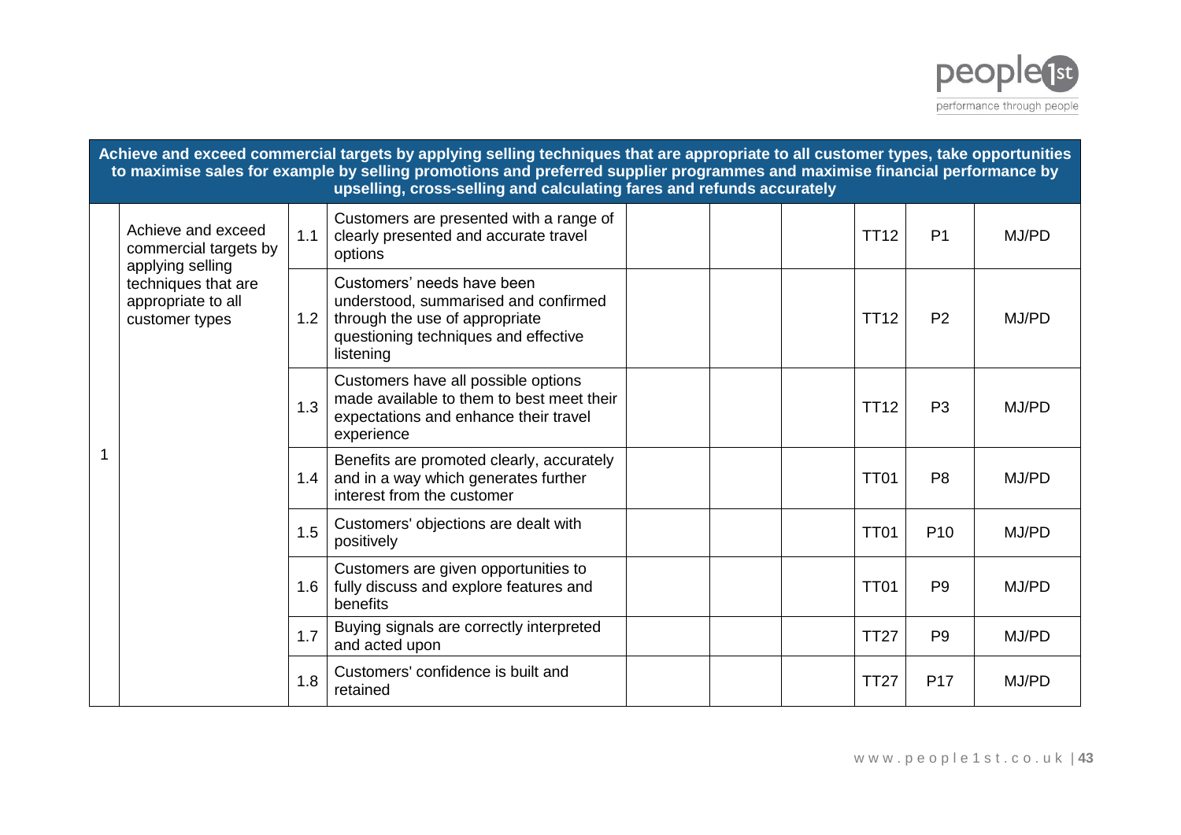| Achieve and exceed commercial targets by applying selling techniques that are appropriate to all customer types, take opportunities to maximise sales for example by selling promotions and preferred supplier programmes and maximise financial performance by upselling, cross-selling and calculating fares and refunds accurately | | | | | | | | | |
|---|---|---|---|---|---|---|---|---|---|
| 1 | Achieve and exceed commercial targets by applying selling techniques that are appropriate to all customer types | 1.1 | Customers are presented with a range of clearly presented and accurate travel options | | | | TT12 | P1 | MJ/PD |
| | | 1.2 | Customers' needs have been understood, summarised and confirmed through the use of appropriate questioning techniques and effective listening | | | | TT12 | P2 | MJ/PD |
| | | 1.3 | Customers have all possible options made available to them to best meet their expectations and enhance their travel experience | | | | TT12 | P3 | MJ/PD |
| | | 1.4 | Benefits are promoted clearly, accurately and in a way which generates further interest from the customer | | | | TT01 | P8 | MJ/PD |
| | | 1.5 | Customers' objections are dealt with positively | | | | TT01 | P10 | MJ/PD |
| | | 1.6 | Customers are given opportunities to fully discuss and explore features and benefits | | | | TT01 | P9 | MJ/PD |
| | | 1.7 | Buying signals are correctly interpreted and acted upon | | | | TT27 | P9 | MJ/PD |
| | | 1.8 | Customers' confidence is built and retained | | | | TT27 | P17 | MJ/PD |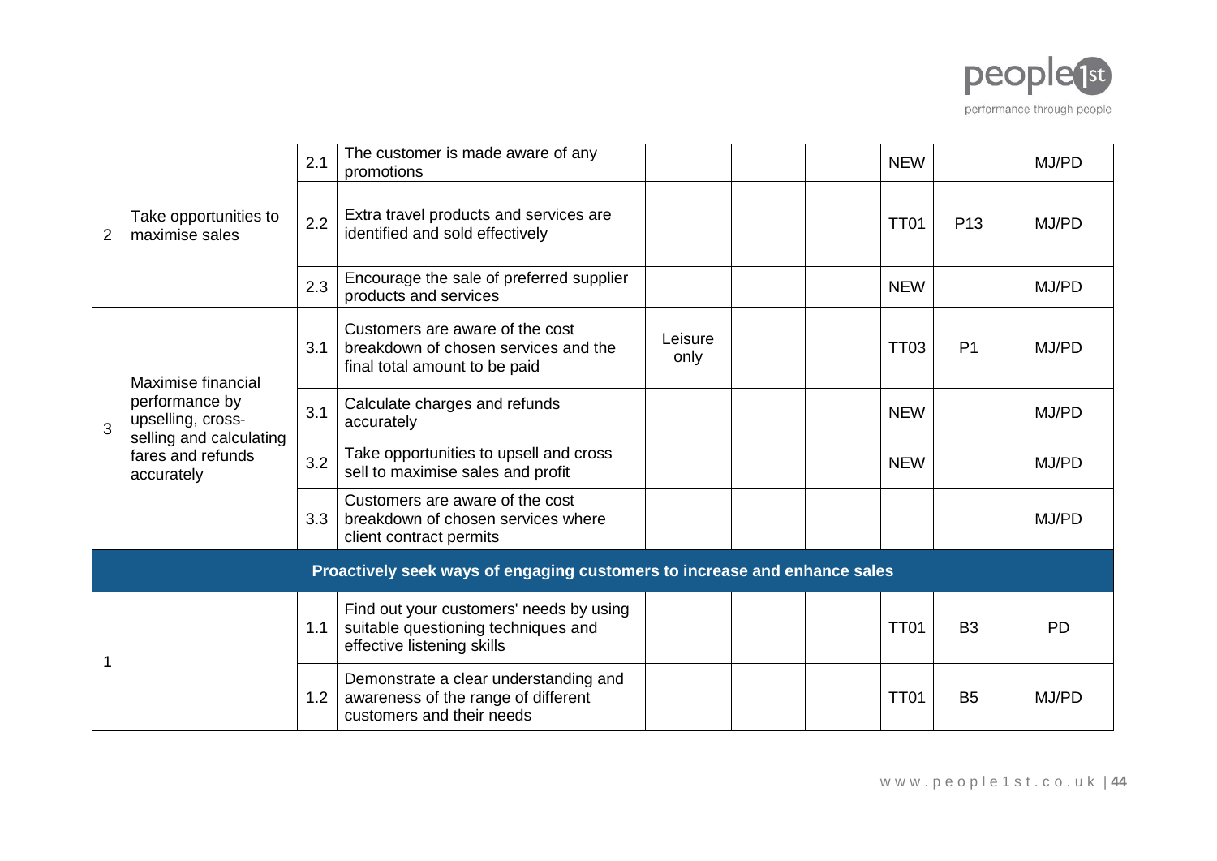| | | | | | | | | | |
|---|---|---|---|---|---|---|---|---|---|
| 2 | Take opportunities to maximise sales | 2.1 | The customer is made aware of any promotions | | | | NEW | | MJ/PD |
| | | 2.2 | Extra travel products and services are identified and sold effectively | | | | TT01 | P13 | MJ/PD |
| | | 2.3 | Encourage the sale of preferred supplier products and services | | | | NEW | | MJ/PD |
| 3 | Maximise financial performance by upselling, cross-selling and calculating fares and refunds accurately | 3.1 | Customers are aware of the cost breakdown of chosen services and the final total amount to be paid | Leisure only | | | TT03 | P1 | MJ/PD |
| | | 3.1 | Calculate charges and refunds accurately | | | | NEW | | MJ/PD |
| | | 3.2 | Take opportunities to upsell and cross sell to maximise sales and profit | | | | NEW | | MJ/PD |
| | | 3.3 | Customers are aware of the cost breakdown of chosen services where client contract permits | | | | | | MJ/PD |
| **Proactively seek ways of engaging customers to increase and enhance sales** | | | | | | | | | |
| 1 | | 1.1 | Find out your customers' needs by using suitable questioning techniques and effective listening skills | | | | TT01 | B3 | PD |
| | | 1.2 | Demonstrate a clear understanding and awareness of the range of different customers and their needs | | | | TT01 | B5 | MJ/PD |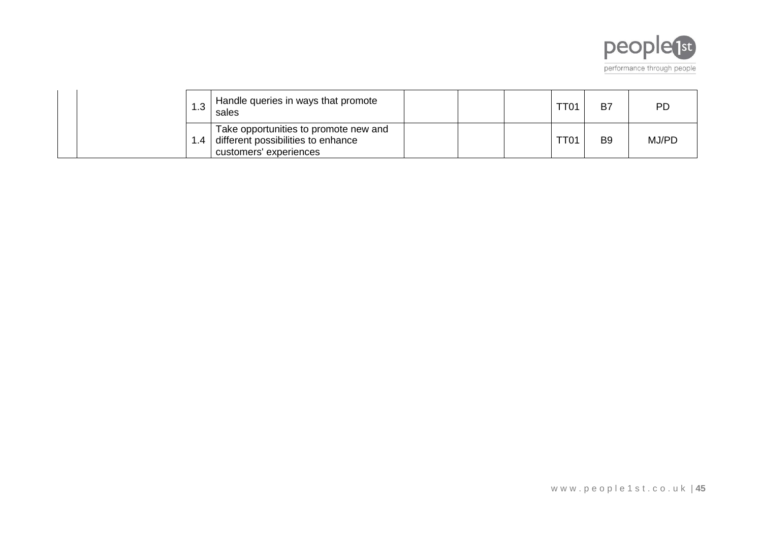| | | | | | | | | | |
|---|---|---|---|---|---|---|---|---|---|
| | | 1.3 | Handle queries in ways that promote sales | | | | TT01 | B7 | PD |
| | | 1.4 | Take opportunities to promote new and different possibilities to enhance customers' experiences | | | | TT01 | B9 | MJ/PD |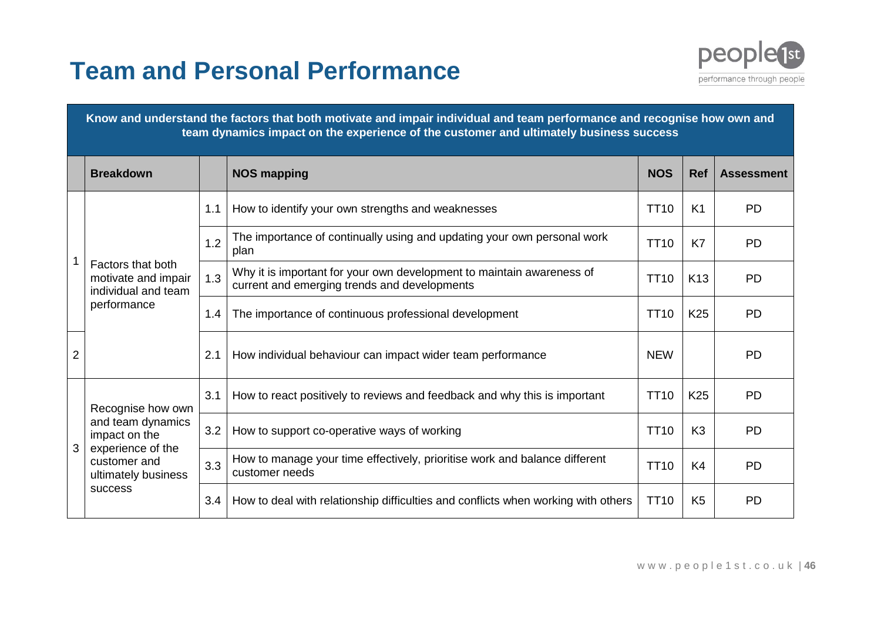# Team and Personal Performance

**Know and understand the factors that both motivate and impair individual and team performance and recognise how own and team dynamics impact on the experience of the customer and ultimately business success**

| | Breakdown | | NOS mapping | NOS | Ref | Assessment |
|---|---|---|---|---|---|---|
| 1 | Factors that both motivate and impair individual and team performance | 1.1 | How to identify your own strengths and weaknesses | TT10 | K1 | PD |
| | | 1.2 | The importance of continually using and updating your own personal work plan | TT10 | K7 | PD |
| | | 1.3 | Why it is important for your own development to maintain awareness of current and emerging trends and developments | TT10 | K13 | PD |
| | | 1.4 | The importance of continuous professional development | TT10 | K25 | PD |
| 2 | | 2.1 | How individual behaviour can impact wider team performance | NEW | | PD |
| 3 | Recognise how own and team dynamics impact on the experience of the customer and ultimately business success | 3.1 | How to react positively to reviews and feedback and why this is important | TT10 | K25 | PD |
| | | 3.2 | How to support co-operative ways of working | TT10 | K3 | PD |
| | | 3.3 | How to manage your time effectively, prioritise work and balance different customer needs | TT10 | K4 | PD |
| | | 3.4 | How to deal with relationship difficulties and conflicts when working with others | TT10 | K5 | PD |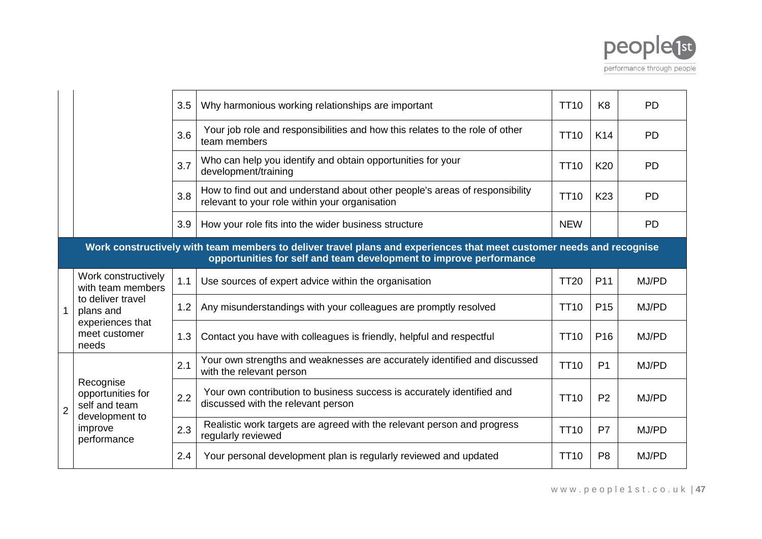| | | | | | | |
|---|---|---|---|---|---|---|
| | | 3.5 | Why harmonious working relationships are important | TT10 | K8 | PD |
| | | 3.6 | Your job role and responsibilities and how this relates to the role of other team members | TT10 | K14 | PD |
| | | 3.7 | Who can help you identify and obtain opportunities for your development/training | TT10 | K20 | PD |
| | | 3.8 | How to find out and understand about other people's areas of responsibility relevant to your role within your organisation | TT10 | K23 | PD |
| | | 3.9 | How your role fits into the wider business structure | NEW | | PD |
| **Work constructively with team members to deliver travel plans and experiences that meet customer needs and recognise opportunities for self and team development to improve performance** | | | | | | |
| 1 | Work constructively with team members to deliver travel plans and experiences that meet customer needs | 1.1 | Use sources of expert advice within the organisation | TT20 | P11 | MJ/PD |
| | | 1.2 | Any misunderstandings with your colleagues are promptly resolved | TT10 | P15 | MJ/PD |
| | | 1.3 | Contact you have with colleagues is friendly, helpful and respectful | TT10 | P16 | MJ/PD |
| 2 | Recognise opportunities for self and team development to improve performance | 2.1 | Your own strengths and weaknesses are accurately identified and discussed with the relevant person | TT10 | P1 | MJ/PD |
| | | 2.2 | Your own contribution to business success is accurately identified and discussed with the relevant person | TT10 | P2 | MJ/PD |
| | | 2.3 | Realistic work targets are agreed with the relevant person and progress regularly reviewed | TT10 | P7 | MJ/PD |
| | | 2.4 | Your personal development plan is regularly reviewed and updated | TT10 | P8 | MJ/PD |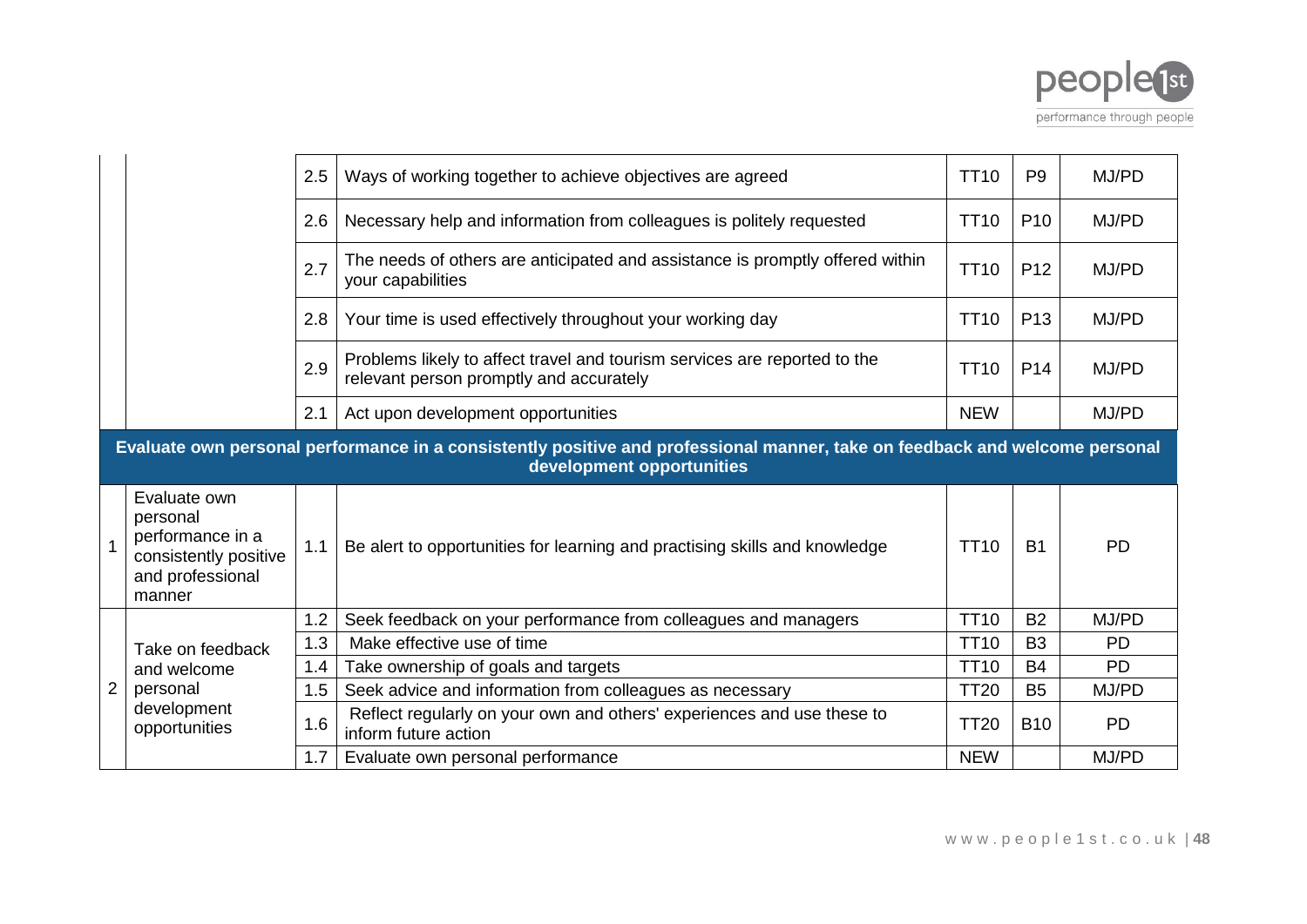| | | | | | | |
|---|---|---|---|---|---|---|
| | | 2.5 | Ways of working together to achieve objectives are agreed | TT10 | P9 | MJ/PD |
| | | 2.6 | Necessary help and information from colleagues is politely requested | TT10 | P10 | MJ/PD |
| | | 2.7 | The needs of others are anticipated and assistance is promptly offered within your capabilities | TT10 | P12 | MJ/PD |
| | | 2.8 | Your time is used effectively throughout your working day | TT10 | P13 | MJ/PD |
| | | 2.9 | Problems likely to affect travel and tourism services are reported to the relevant person promptly and accurately | TT10 | P14 | MJ/PD |
| | | 2.1 | Act upon development opportunities | NEW | | MJ/PD |
| **Evaluate own personal performance in a consistently positive and professional manner, take on feedback and welcome personal development opportunities** | | | | | | |
| 1 | Evaluate own personal performance in a consistently positive and professional manner | 1.1 | Be alert to opportunities for learning and practising skills and knowledge | TT10 | B1 | PD |
| 2 | Take on feedback and welcome personal development opportunities | 1.2 | Seek feedback on your performance from colleagues and managers | TT10 | B2 | MJ/PD |
| | | 1.3 | Make effective use of time | TT10 | B3 | PD |
| | | 1.4 | Take ownership of goals and targets | TT10 | B4 | PD |
| | | 1.5 | Seek advice and information from colleagues as necessary | TT20 | B5 | MJ/PD |
| | | 1.6 | Reflect regularly on your own and others' experiences and use these to inform future action | TT20 | B10 | PD |
| | | 1.7 | Evaluate own personal performance | NEW | | MJ/PD |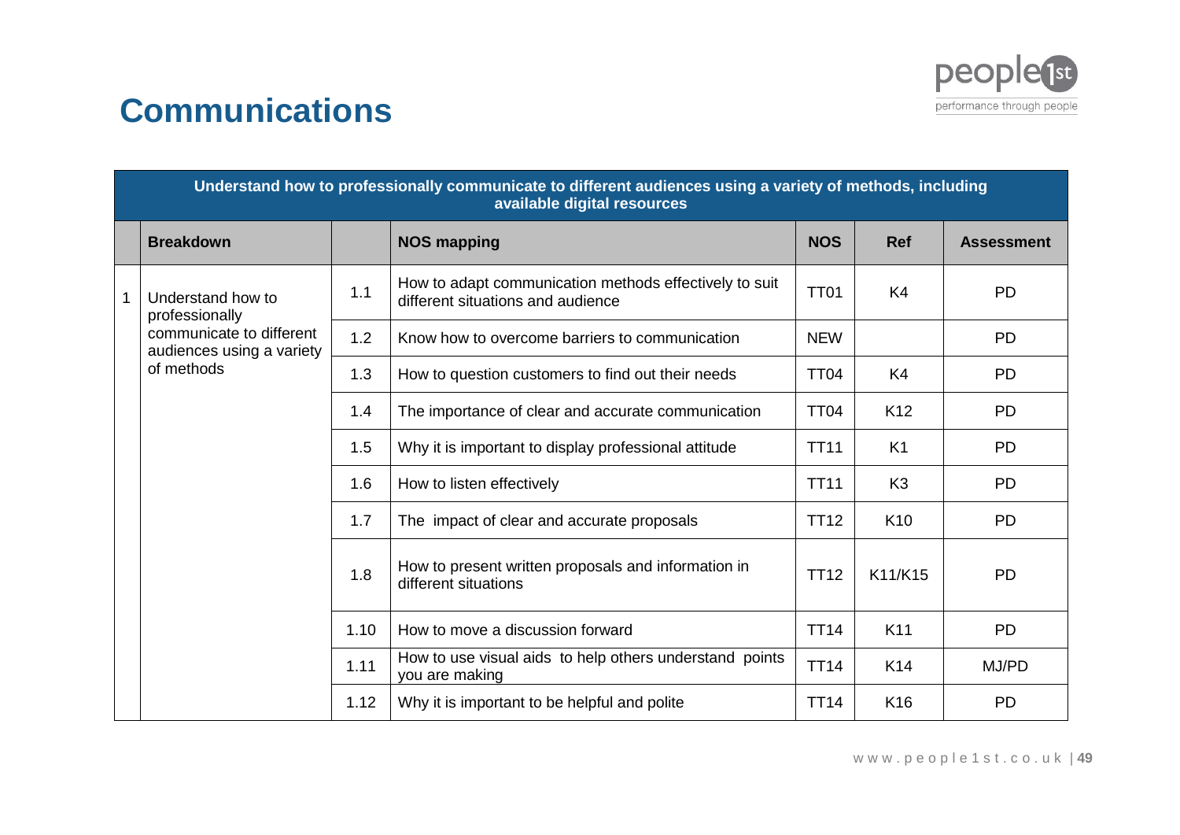# Communications

| Understand how to professionally communicate to different audiences using a variety of methods, including available digital resources | | | | | | |
|---|---|---|---|---|---|---|
| | **Breakdown** | | **NOS mapping** | **NOS** | **Ref** | **Assessment** |
| 1 | Understand how to professionally communicate to different audiences using a variety of methods | 1.1 | How to adapt communication methods effectively to suit different situations and audience | TT01 | K4 | PD |
| | | 1.2 | Know how to overcome barriers to communication | NEW | | PD |
| | | 1.3 | How to question customers to find out their needs | TT04 | K4 | PD |
| | | 1.4 | The importance of clear and accurate communication | TT04 | K12 | PD |
| | | 1.5 | Why it is important to display professional attitude | TT11 | K1 | PD |
| | | 1.6 | How to listen effectively | TT11 | K3 | PD |
| | | 1.7 | The impact of clear and accurate proposals | TT12 | K10 | PD |
| | | 1.8 | How to present written proposals and information in different situations | TT12 | K11/K15 | PD |
| | | 1.10 | How to move a discussion forward | TT14 | K11 | PD |
| | | 1.11 | How to use visual aids to help others understand points you are making | TT14 | K14 | MJ/PD |
| | | 1.12 | Why it is important to be helpful and polite | TT14 | K16 | PD |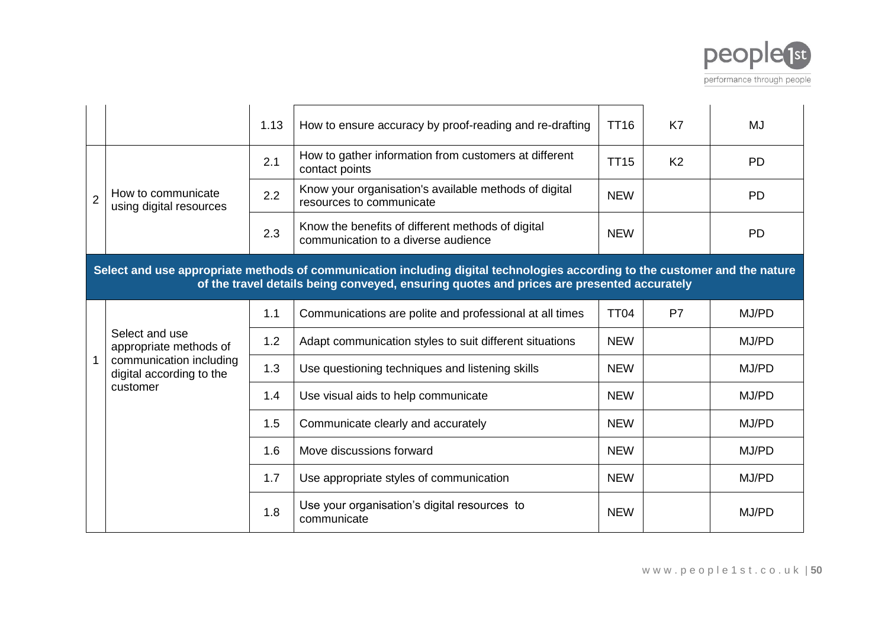| | | | | | | |
|---|---|---|---|---|---|---|
| | | 1.13 | How to ensure accuracy by proof-reading and re-drafting | TT16 | K7 | MJ |
| 2 | How to communicate using digital resources | 2.1 | How to gather information from customers at different contact points | TT15 | K2 | PD |
| | | 2.2 | Know your organisation's available methods of digital resources to communicate | NEW | | PD |
| | | 2.3 | Know the benefits of different methods of digital communication to a diverse audience | NEW | | PD |

**Select and use appropriate methods of communication including digital technologies according to the customer and the nature of the travel details being conveyed, ensuring quotes and prices are presented accurately**

| | | | | | | |
|---|---|---|---|---|---|---|
| 1 | Select and use appropriate methods of communication including digital according to the customer | 1.1 | Communications are polite and professional at all times | TT04 | P7 | MJ/PD |
| | | 1.2 | Adapt communication styles to suit different situations | NEW | | MJ/PD |
| | | 1.3 | Use questioning techniques and listening skills | NEW | | MJ/PD |
| | | 1.4 | Use visual aids to help communicate | NEW | | MJ/PD |
| | | 1.5 | Communicate clearly and accurately | NEW | | MJ/PD |
| | | 1.6 | Move discussions forward | NEW | | MJ/PD |
| | | 1.7 | Use appropriate styles of communication | NEW | | MJ/PD |
| | | 1.8 | Use your organisation's digital resources to communicate | NEW | | MJ/PD |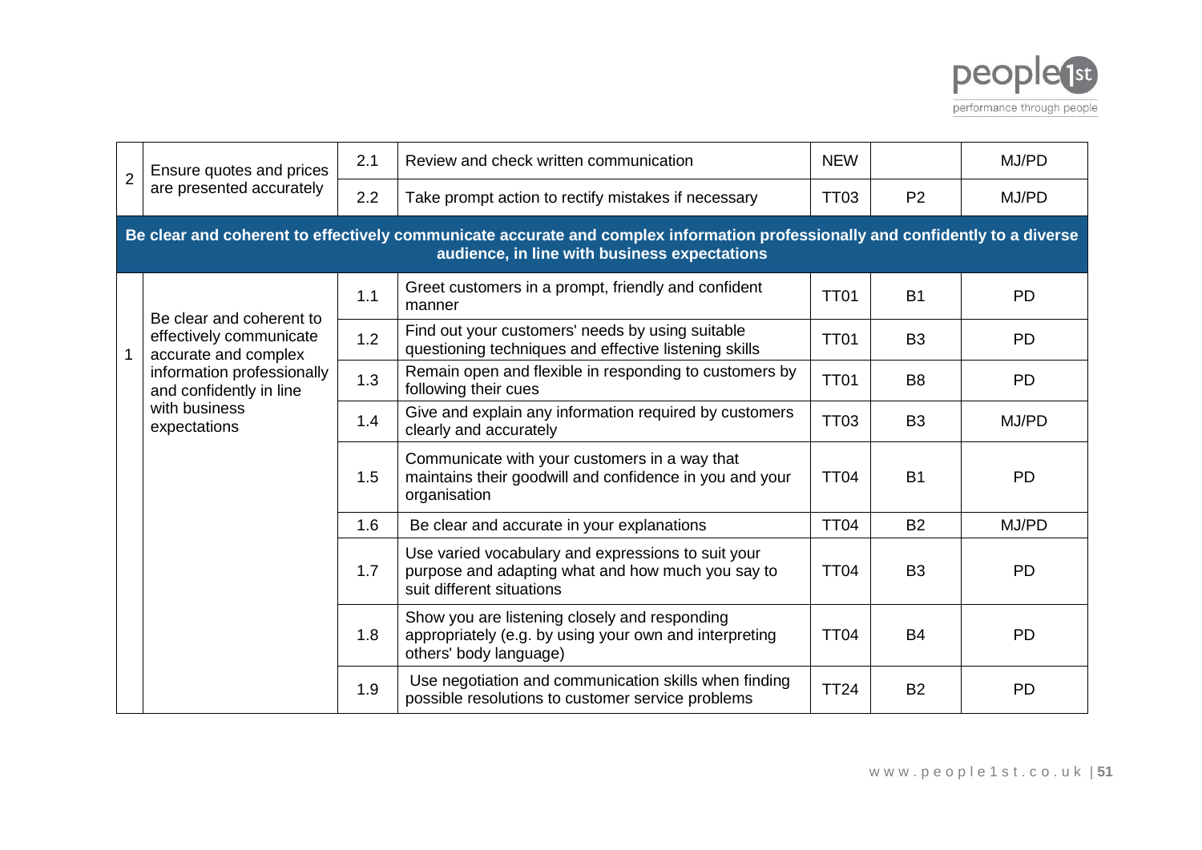| | | | | | | |
|---|---|---|---|---|---|---|
| 2 | Ensure quotes and prices are presented accurately | 2.1 | Review and check written communication | NEW | | MJ/PD |
| | | 2.2 | Take prompt action to rectify mistakes if necessary | TT03 | P2 | MJ/PD |
| **Be clear and coherent to effectively communicate accurate and complex information professionally and confidently to a diverse audience, in line with business expectations** | | | | | | |
| 1 | Be clear and coherent to effectively communicate accurate and complex information professionally and confidently in line with business expectations | 1.1 | Greet customers in a prompt, friendly and confident manner | TT01 | B1 | PD |
| | | 1.2 | Find out your customers' needs by using suitable questioning techniques and effective listening skills | TT01 | B3 | PD |
| | | 1.3 | Remain open and flexible in responding to customers by following their cues | TT01 | B8 | PD |
| | | 1.4 | Give and explain any information required by customers clearly and accurately | TT03 | B3 | MJ/PD |
| | | 1.5 | Communicate with your customers in a way that maintains their goodwill and confidence in you and your organisation | TT04 | B1 | PD |
| | | 1.6 | Be clear and accurate in your explanations | TT04 | B2 | MJ/PD |
| | | 1.7 | Use varied vocabulary and expressions to suit your purpose and adapting what and how much you say to suit different situations | TT04 | B3 | PD |
| | | 1.8 | Show you are listening closely and responding appropriately (e.g. by using your own and interpreting others' body language) | TT04 | B4 | PD |
| | | 1.9 | Use negotiation and communication skills when finding possible resolutions to customer service problems | TT24 | B2 | PD |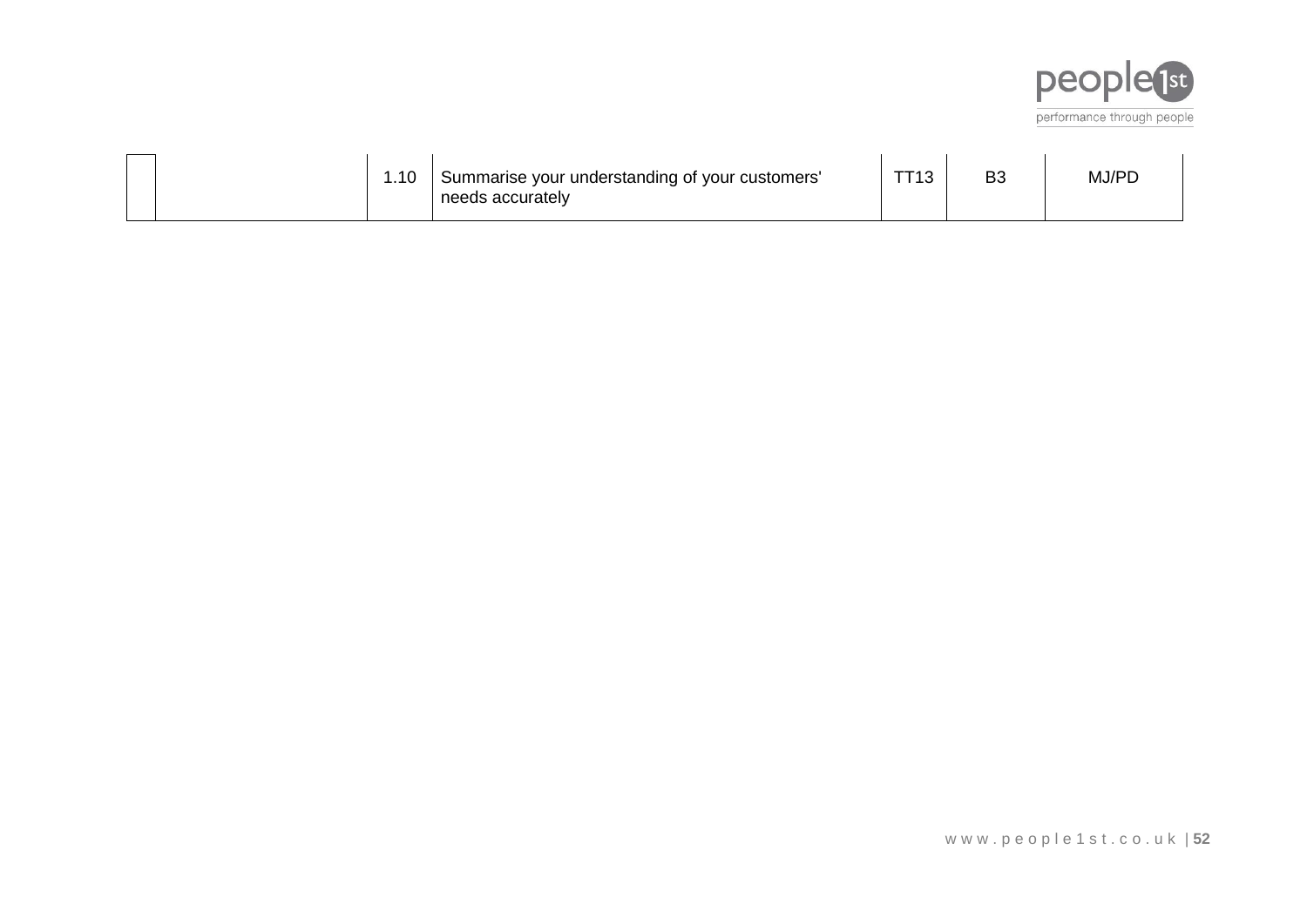|  |  | 1.10 | Summarise your understanding of your customers' needs accurately | TT13 | B3 | MJ/PD |
|---|---|---|---|---|---|---|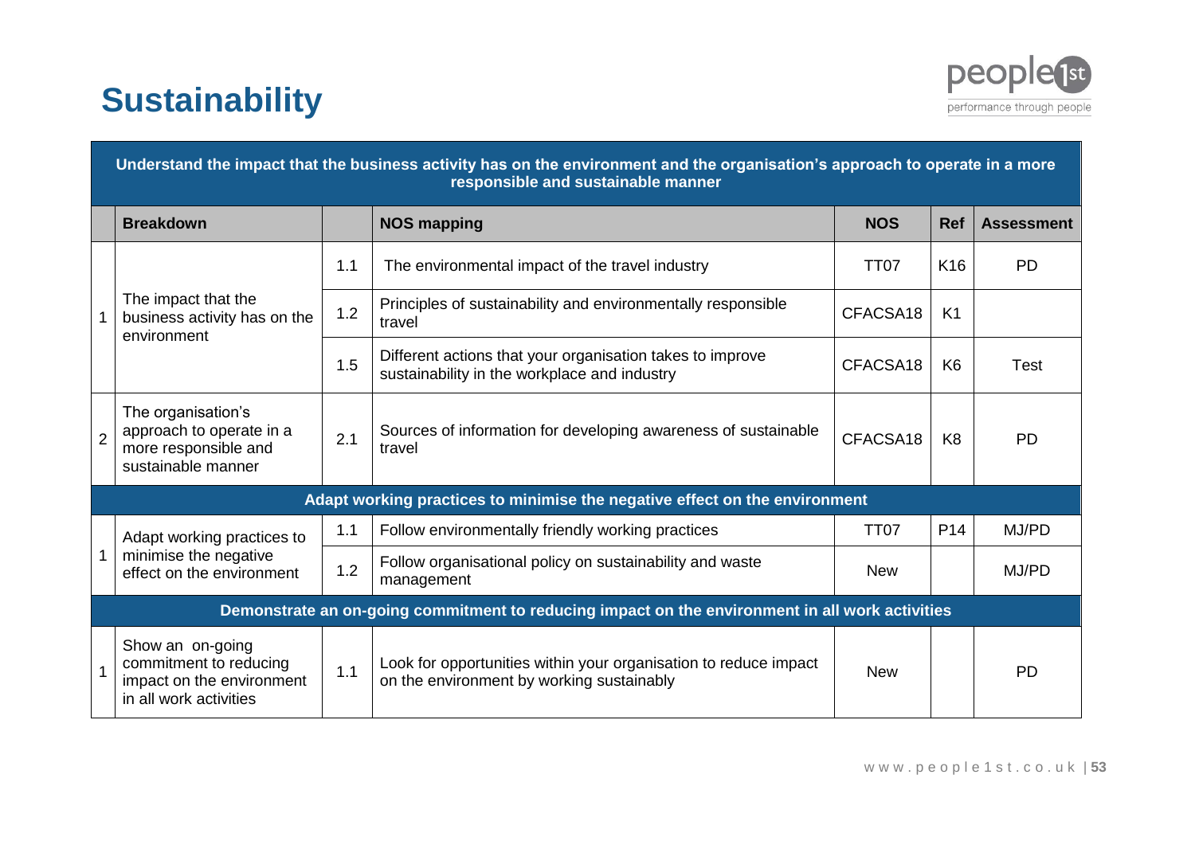# Sustainability

| | Breakdown | | NOS mapping | NOS | Ref | Assessment |
|---|---|---|---|---|---|---|
| **Understand the impact that the business activity has on the environment and the organisation's approach to operate in a more responsible and sustainable manner** | | | | | | |
| 1 | The impact that the business activity has on the environment | 1.1 | The environmental impact of the travel industry | TT07 | K16 | PD |
| | | 1.2 | Principles of sustainability and environmentally responsible travel | CFACSA18 | K1 | |
| | | 1.5 | Different actions that your organisation takes to improve sustainability in the workplace and industry | CFACSA18 | K6 | Test |
| 2 | The organisation's approach to operate in a more responsible and sustainable manner | 2.1 | Sources of information for developing awareness of sustainable travel | CFACSA18 | K8 | PD |
| **Adapt working practices to minimise the negative effect on the environment** | | | | | | |
| 1 | Adapt working practices to minimise the negative effect on the environment | 1.1 | Follow environmentally friendly working practices | TT07 | P14 | MJ/PD |
| | | 1.2 | Follow organisational policy on sustainability and waste management | New | | MJ/PD |
| **Demonstrate an on-going commitment to reducing impact on the environment in all work activities** | | | | | | |
| 1 | Show an on-going commitment to reducing impact on the environment in all work activities | 1.1 | Look for opportunities within your organisation to reduce impact on the environment by working sustainably | New | | PD |